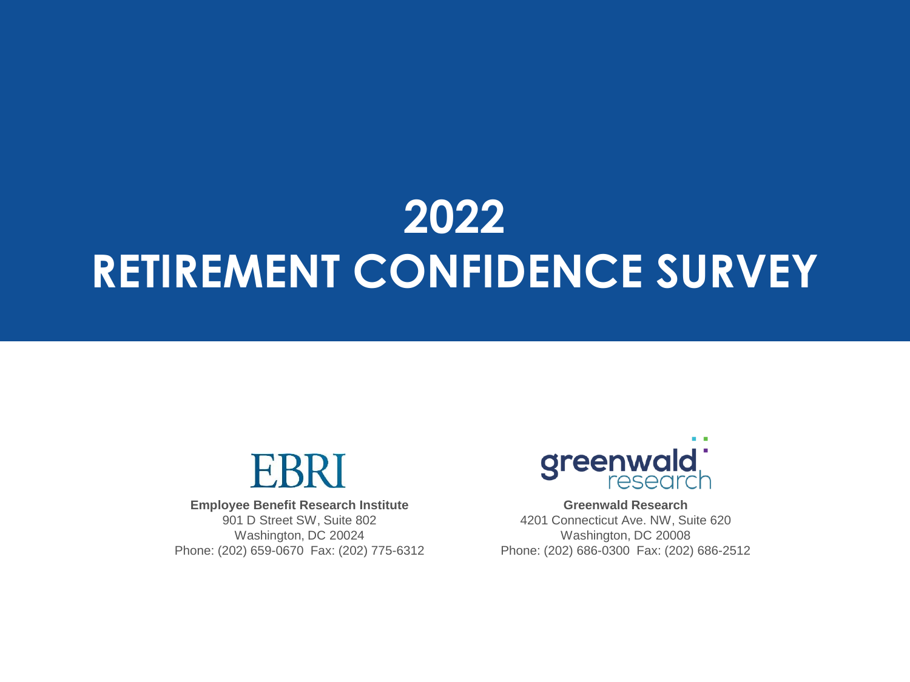# 2022 RETIREMENT CONFIDENCE SURVEY

EBRI

**Employee Benefit Research Institute**
901 D Street SW, Suite 802
Washington, DC 20024
Phone: (202) 659-0670 Fax: (202) 775-6312

greenwald research

**Greenwald Research**
4201 Connecticut Ave. NW, Suite 620
Washington, DC 20008
Phone: (202) 686-0300 Fax: (202) 686-2512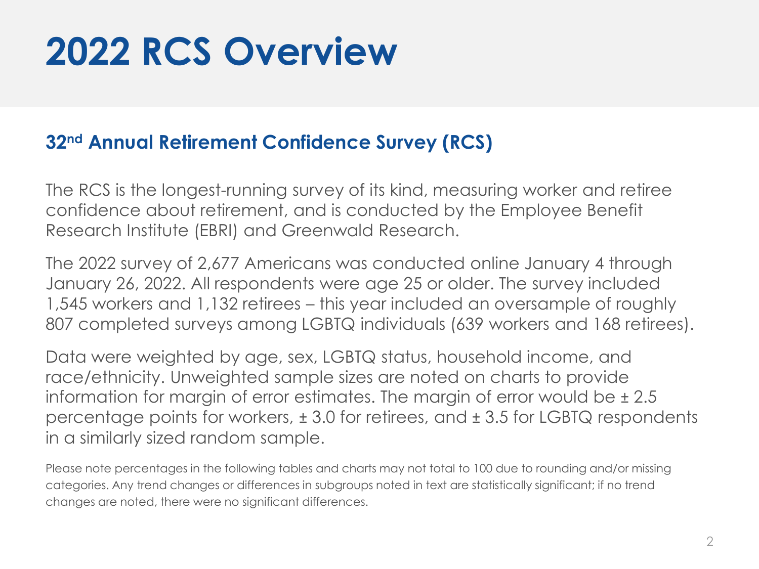# 2022 RCS Overview

## 32nd Annual Retirement Confidence Survey (RCS)

The RCS is the longest-running survey of its kind, measuring worker and retiree confidence about retirement, and is conducted by the Employee Benefit Research Institute (EBRI) and Greenwald Research.

The 2022 survey of 2,677 Americans was conducted online January 4 through January 26, 2022. All respondents were age 25 or older. The survey included 1,545 workers and 1,132 retirees – this year included an oversample of roughly 807 completed surveys among LGBTQ individuals (639 workers and 168 retirees).

Data were weighted by age, sex, LGBTQ status, household income, and race/ethnicity. Unweighted sample sizes are noted on charts to provide information for margin of error estimates. The margin of error would be ± 2.5 percentage points for workers, ± 3.0 for retirees, and ± 3.5 for LGBTQ respondents in a similarly sized random sample.

Please note percentages in the following tables and charts may not total to 100 due to rounding and/or missing categories. Any trend changes or differences in subgroups noted in text are statistically significant; if no trend changes are noted, there were no significant differences.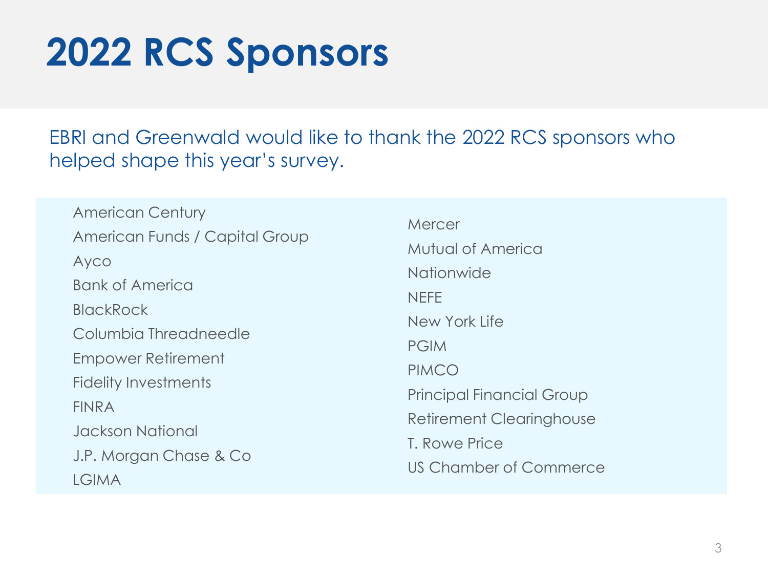# 2022 RCS Sponsors

EBRI and Greenwald would like to thank the 2022 RCS sponsors who helped shape this year's survey.

- American Century
- American Funds / Capital Group
- Ayco
- Bank of America
- BlackRock
- Columbia Threadneedle
- Empower Retirement
- Fidelity Investments
- FINRA
- Jackson National
- J.P. Morgan Chase & Co
- LGIMA
- Mercer
- Mutual of America
- Nationwide
- NEFE
- New York Life
- PGIM
- PIMCO
- Principal Financial Group
- Retirement Clearinghouse
- T. Rowe Price
- US Chamber of Commerce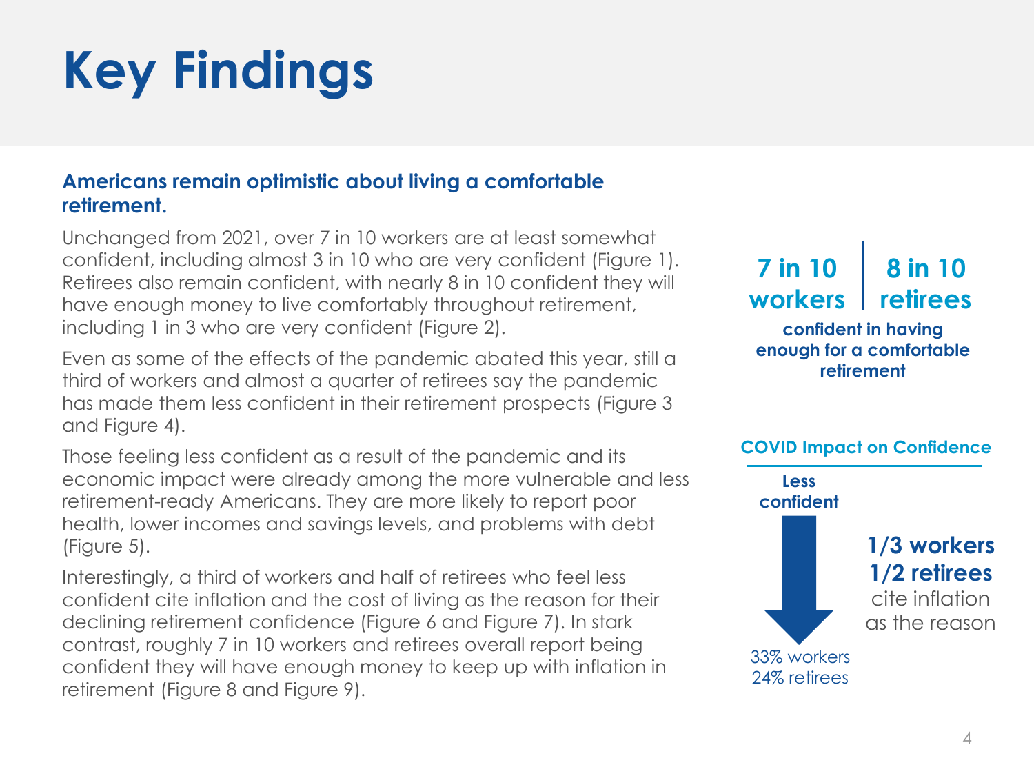# Key Findings

**Americans remain optimistic about living a comfortable retirement.**

Unchanged from 2021, over 7 in 10 workers are at least somewhat confident, including almost 3 in 10 who are very confident (Figure 1). Retirees also remain confident, with nearly 8 in 10 confident they will have enough money to live comfortably throughout retirement, including 1 in 3 who are very confident (Figure 2).

Even as some of the effects of the pandemic abated this year, still a third of workers and almost a quarter of retirees say the pandemic has made them less confident in their retirement prospects (Figure 3 and Figure 4).

Those feeling less confident as a result of the pandemic and its economic impact were already among the more vulnerable and less retirement-ready Americans. They are more likely to report poor health, lower incomes and savings levels, and problems with debt (Figure 5).

Interestingly, a third of workers and half of retirees who feel less confident cite inflation and the cost of living as the reason for their declining retirement confidence (Figure 6 and Figure 7). In stark contrast, roughly 7 in 10 workers and retirees overall report being confident they will have enough money to keep up with inflation in retirement (Figure 8 and Figure 9).

**7 in 10 workers** | **8 in 10 retirees**

**confident in having enough for a comfortable retirement**

**COVID Impact on Confidence**

**Less confident**

33% workers
24% retirees

**1/3 workers**
**1/2 retirees**
cite inflation as the reason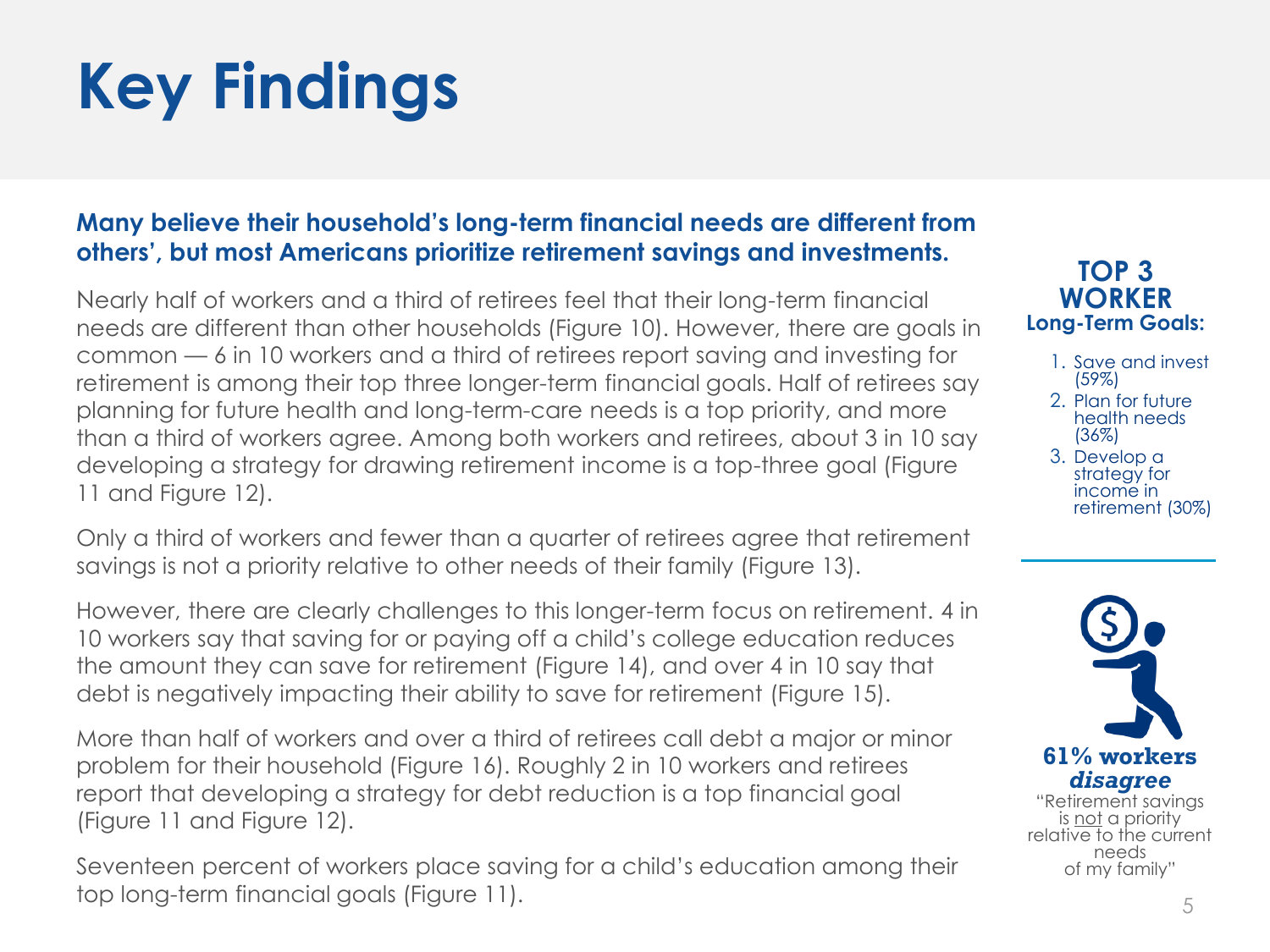# Key Findings

**Many believe their household's long-term financial needs are different from others', but most Americans prioritize retirement savings and investments.**

Nearly half of workers and a third of retirees feel that their long-term financial needs are different than other households (Figure 10). However, there are goals in common — 6 in 10 workers and a third of retirees report saving and investing for retirement is among their top three longer-term financial goals. Half of retirees say planning for future health and long-term-care needs is a top priority, and more than a third of workers agree. Among both workers and retirees, about 3 in 10 say developing a strategy for drawing retirement income is a top-three goal (Figure 11 and Figure 12).

Only a third of workers and fewer than a quarter of retirees agree that retirement savings is not a priority relative to other needs of their family (Figure 13).

However, there are clearly challenges to this longer-term focus on retirement. 4 in 10 workers say that saving for or paying off a child's college education reduces the amount they can save for retirement (Figure 14), and over 4 in 10 say that debt is negatively impacting their ability to save for retirement (Figure 15).

More than half of workers and over a third of retirees call debt a major or minor problem for their household (Figure 16). Roughly 2 in 10 workers and retirees report that developing a strategy for debt reduction is a top financial goal (Figure 11 and Figure 12).

Seventeen percent of workers place saving for a child's education among their top long-term financial goals (Figure 11).

**TOP 3 WORKER Long-Term Goals:**

1. Save and invest (59%)
2. Plan for future health needs (36%)
3. Develop a strategy for income in retirement (30%)

**61% workers *disagree***

"Retirement savings is not a priority relative to the current needs of my family"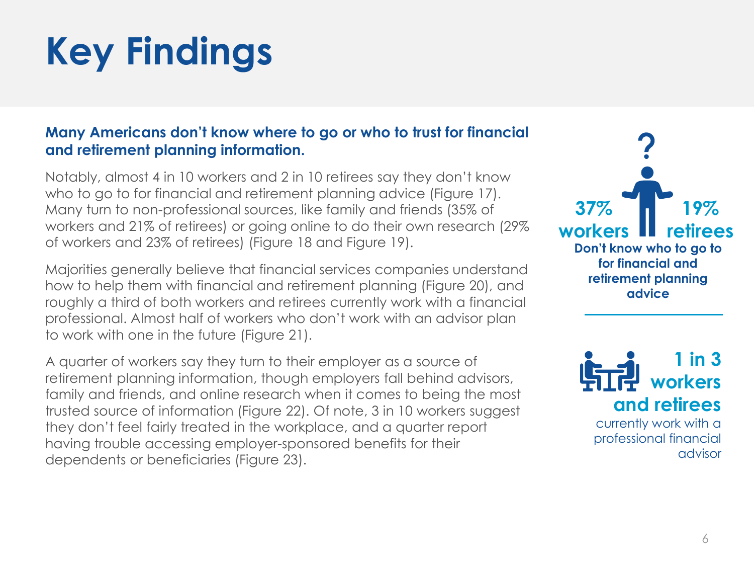# Key Findings

**Many Americans don't know where to go or who to trust for financial and retirement planning information.**

Notably, almost 4 in 10 workers and 2 in 10 retirees say they don't know who to go to for financial and retirement planning advice (Figure 17). Many turn to non-professional sources, like family and friends (35% of workers and 21% of retirees) or going online to do their own research (29% of workers and 23% of retirees) (Figure 18 and Figure 19).

Majorities generally believe that financial services companies understand how to help them with financial and retirement planning (Figure 20), and roughly a third of both workers and retirees currently work with a financial professional. Almost half of workers who don't work with an advisor plan to work with one in the future (Figure 21).

A quarter of workers say they turn to their employer as a source of retirement planning information, though employers fall behind advisors, family and friends, and online research when it comes to being the most trusted source of information (Figure 22). Of note, 3 in 10 workers suggest they don't feel fairly treated in the workplace, and a quarter report having trouble accessing employer-sponsored benefits for their dependents or beneficiaries (Figure 23).

**37% workers** | **19% retirees**

**Don't know who to go to for financial and retirement planning advice**

**1 in 3 workers and retirees** currently work with a professional financial advisor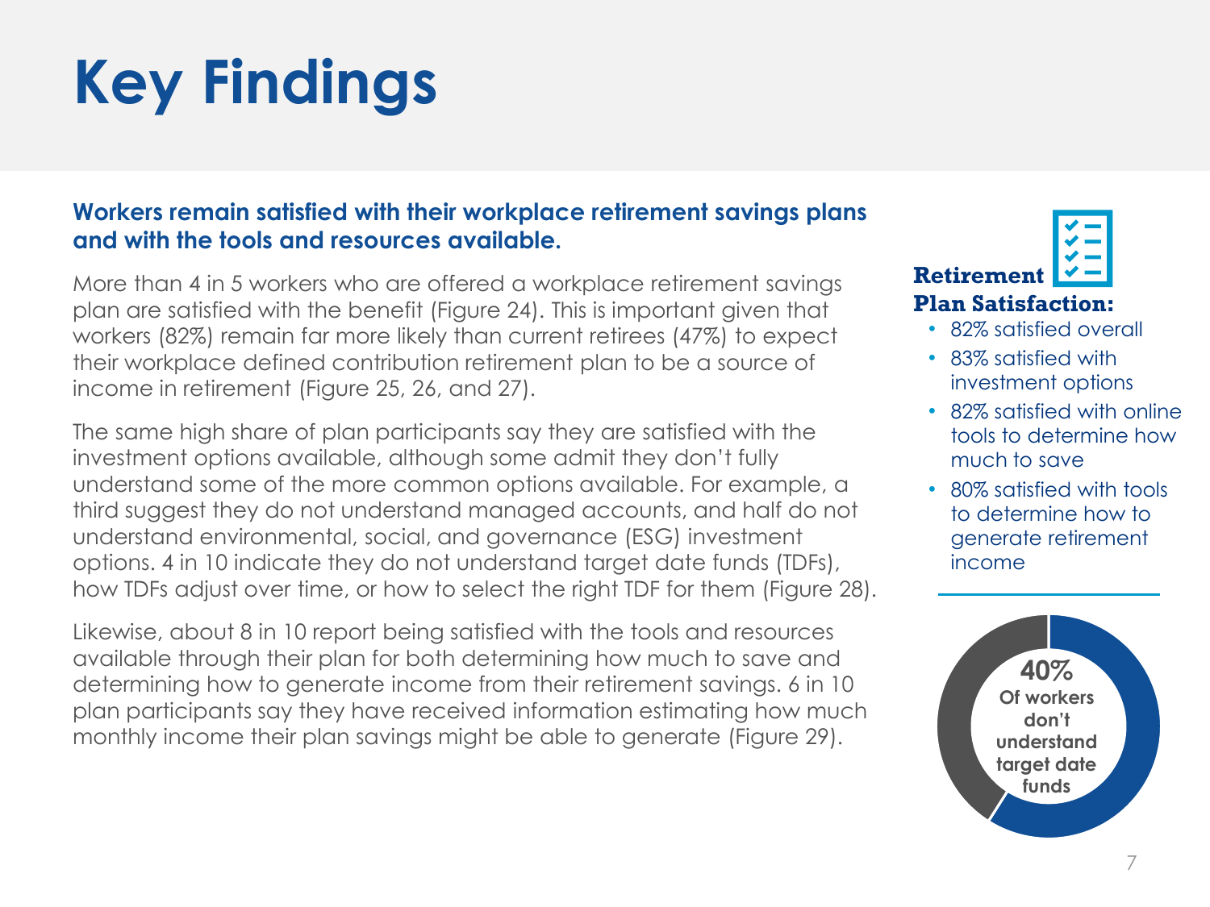# Key Findings

**Workers remain satisfied with their workplace retirement savings plans and with the tools and resources available.**

More than 4 in 5 workers who are offered a workplace retirement savings plan are satisfied with the benefit (Figure 24). This is important given that workers (82%) remain far more likely than current retirees (47%) to expect their workplace defined contribution retirement plan to be a source of income in retirement (Figure 25, 26, and 27).

The same high share of plan participants say they are satisfied with the investment options available, although some admit they don't fully understand some of the more common options available. For example, a third suggest they do not understand managed accounts, and half do not understand environmental, social, and governance (ESG) investment options. 4 in 10 indicate they do not understand target date funds (TDFs), how TDFs adjust over time, or how to select the right TDF for them (Figure 28).

Likewise, about 8 in 10 report being satisfied with the tools and resources available through their plan for both determining how much to save and determining how to generate income from their retirement savings. 6 in 10 plan participants say they have received information estimating how much monthly income their plan savings might be able to generate (Figure 29).

**Retirement Plan Satisfaction:**

- 82% satisfied overall
- 83% satisfied with investment options
- 82% satisfied with online tools to determine how much to save
- 80% satisfied with tools to determine how to generate retirement income

**40%** Of workers don't understand target date funds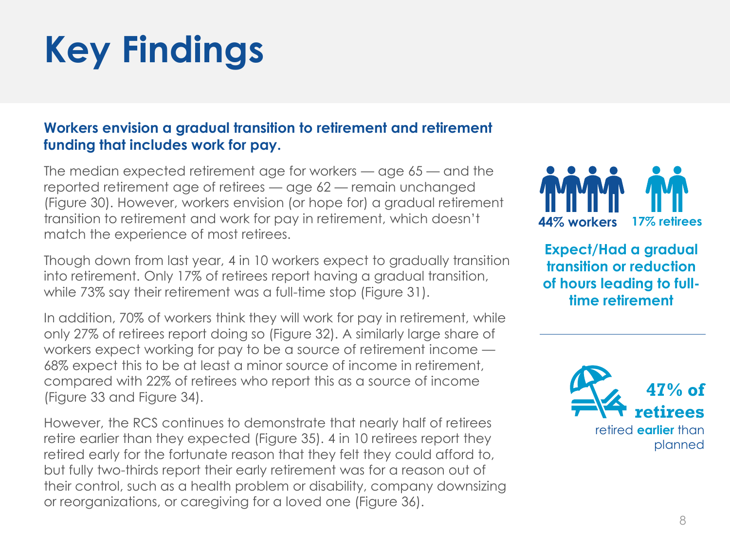# Key Findings

**Workers envision a gradual transition to retirement and retirement funding that includes work for pay.**

The median expected retirement age for workers — age 65 — and the reported retirement age of retirees — age 62 — remain unchanged (Figure 30). However, workers envision (or hope for) a gradual retirement transition to retirement and work for pay in retirement, which doesn't match the experience of most retirees.

Though down from last year, 4 in 10 workers expect to gradually transition into retirement. Only 17% of retirees report having a gradual transition, while 73% say their retirement was a full-time stop (Figure 31).

In addition, 70% of workers think they will work for pay in retirement, while only 27% of retirees report doing so (Figure 32). A similarly large share of workers expect working for pay to be a source of retirement income — 68% expect this to be at least a minor source of income in retirement, compared with 22% of retirees who report this as a source of income (Figure 33 and Figure 34).

However, the RCS continues to demonstrate that nearly half of retirees retire earlier than they expected (Figure 35). 4 in 10 retirees report they retired early for the fortunate reason that they felt they could afford to, but fully two-thirds report their early retirement was for a reason out of their control, such as a health problem or disability, company downsizing or reorganizations, or caregiving for a loved one (Figure 36).

**44% workers** **17% retirees**

**Expect/Had a gradual transition or reduction of hours leading to full-time retirement**

**47% of retirees** retired **earlier** than planned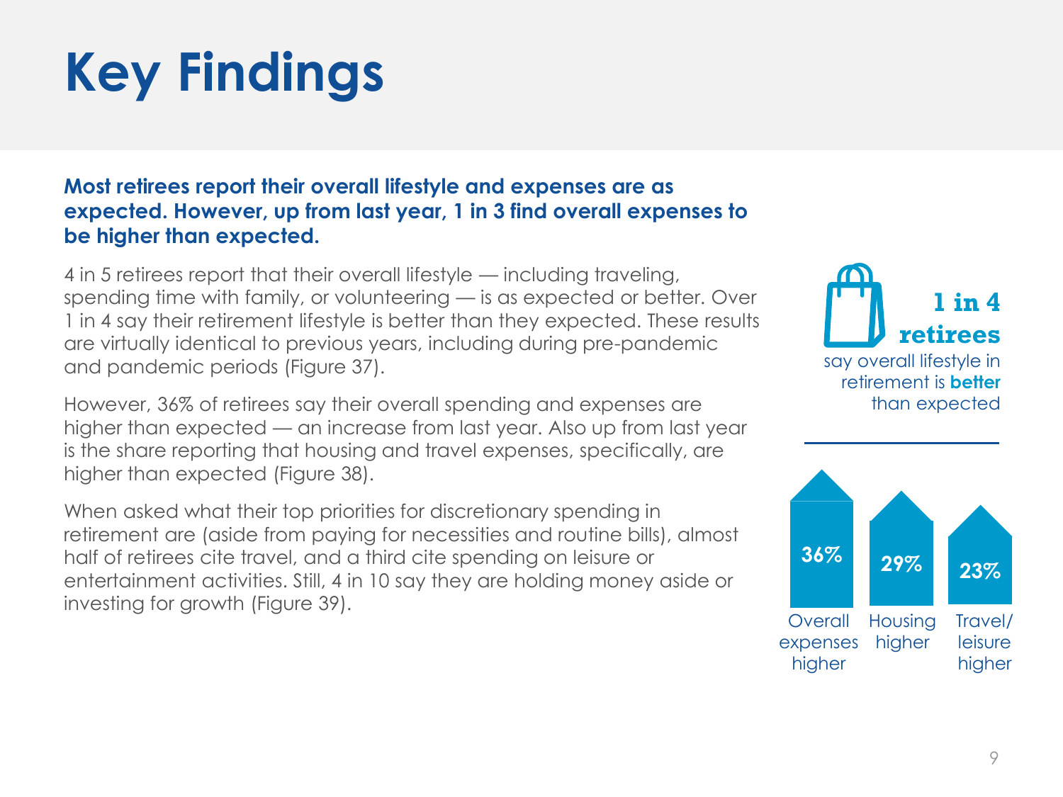# Key Findings

**Most retirees report their overall lifestyle and expenses are as expected. However, up from last year, 1 in 3 find overall expenses to be higher than expected.**

4 in 5 retirees report that their overall lifestyle — including traveling, spending time with family, or volunteering — is as expected or better. Over 1 in 4 say their retirement lifestyle is better than they expected. These results are virtually identical to previous years, including during pre-pandemic and pandemic periods (Figure 37).

However, 36% of retirees say their overall spending and expenses are higher than expected — an increase from last year. Also up from last year is the share reporting that housing and travel expenses, specifically, are higher than expected (Figure 38).

When asked what their top priorities for discretionary spending in retirement are (aside from paying for necessities and routine bills), almost half of retirees cite travel, and a third cite spending on leisure or entertainment activities. Still, 4 in 10 say they are holding money aside or investing for growth (Figure 39).

**1 in 4 retirees** say overall lifestyle in retirement is **better** than expected

| 36% | 29% | 23% |
| --- | --- | --- |
| Overall expenses higher | Housing higher | Travel/ leisure higher |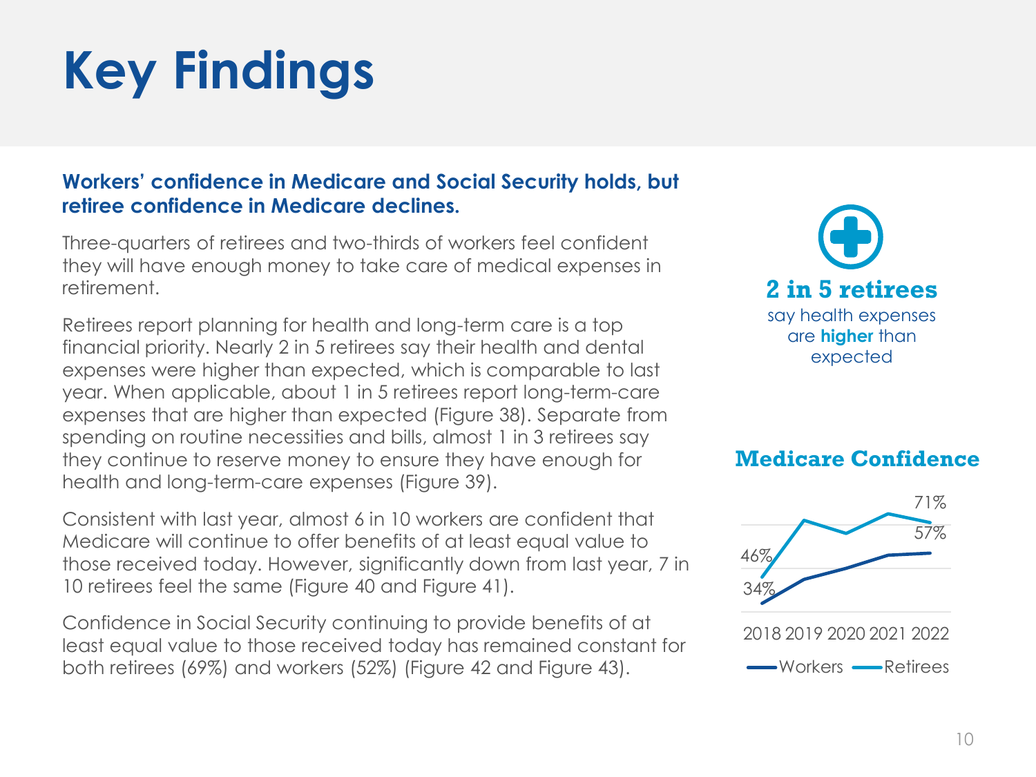# Key Findings

**Workers' confidence in Medicare and Social Security holds, but retiree confidence in Medicare declines.**

Three-quarters of retirees and two-thirds of workers feel confident they will have enough money to take care of medical expenses in retirement.

Retirees report planning for health and long-term care is a top financial priority. Nearly 2 in 5 retirees say their health and dental expenses were higher than expected, which is comparable to last year. When applicable, about 1 in 5 retirees report long-term-care expenses that are higher than expected (Figure 38). Separate from spending on routine necessities and bills, almost 1 in 3 retirees say they continue to reserve money to ensure they have enough for health and long-term-care expenses (Figure 39).

Consistent with last year, almost 6 in 10 workers are confident that Medicare will continue to offer benefits of at least equal value to those received today. However, significantly down from last year, 7 in 10 retirees feel the same (Figure 40 and Figure 41).

Confidence in Social Security continuing to provide benefits of at least equal value to those received today has remained constant for both retirees (69%) and workers (52%) (Figure 42 and Figure 43).

**2 in 5 retirees** say health expenses are **higher** than expected

**Medicare Confidence**

| | 2018 | 2022 |
|---|---|---|
| Workers | 34% | 57% |
| Retirees | 46% | 71% |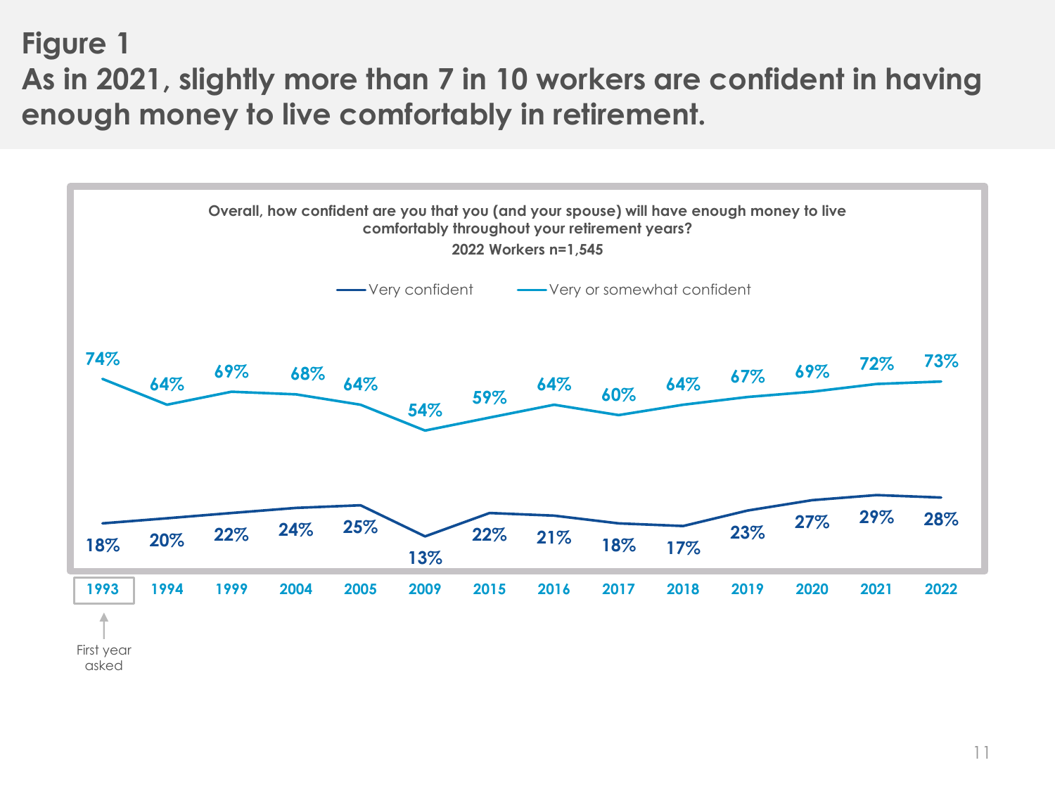# Figure 1

## As in 2021, slightly more than 7 in 10 workers are confident in having enough money to live comfortably in retirement.

**Overall, how confident are you that you (and your spouse) will have enough money to live comfortably throughout your retirement years?**
**2022 Workers n=1,545**

| Year | Very confident | Very or somewhat confident |
|---|---|---|
| 1993 | 18% | 74% |
| 1994 | 20% | 64% |
| 1999 | 22% | 69% |
| 2004 | 24% | 68% |
| 2005 | 25% | 64% |
| 2009 | 13% | 54% |
| 2015 | 22% | 59% |
| 2016 | 21% | 64% |
| 2017 | 18% | 60% |
| 2018 | 17% | 64% |
| 2019 | 23% | 67% |
| 2020 | 27% | 69% |
| 2021 | 29% | 72% |
| 2022 | 28% | 73% |

1993: First year asked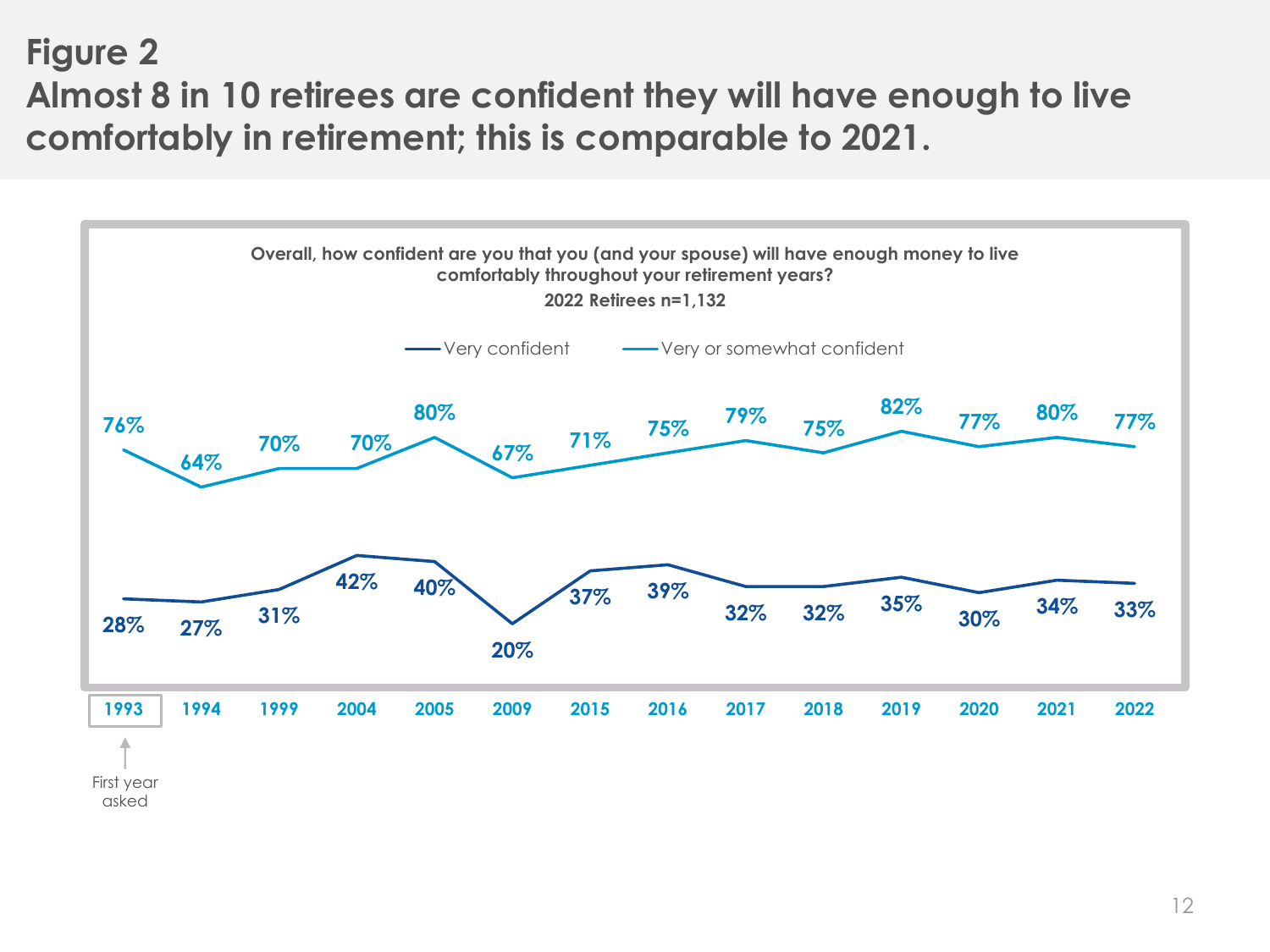## Figure 2

## Almost 8 in 10 retirees are confident they will have enough to live comfortably in retirement; this is comparable to 2021.

**Overall, how confident are you that you (and your spouse) will have enough money to live comfortably throughout your retirement years?**

**2022 Retirees n=1,132**

| Year | Very confident | Very or somewhat confident |
|---|---|---|
| 1993 | 28% | 76% |
| 1994 | 27% | 64% |
| 1999 | 31% | 70% |
| 2004 | 42% | 70% |
| 2005 | 40% | 80% |
| 2009 | 20% | 67% |
| 2015 | 37% | 71% |
| 2016 | 39% | 75% |
| 2017 | 32% | 79% |
| 2018 | 32% | 75% |
| 2019 | 35% | 82% |
| 2020 | 30% | 77% |
| 2021 | 34% | 80% |
| 2022 | 33% | 77% |

1993: First year asked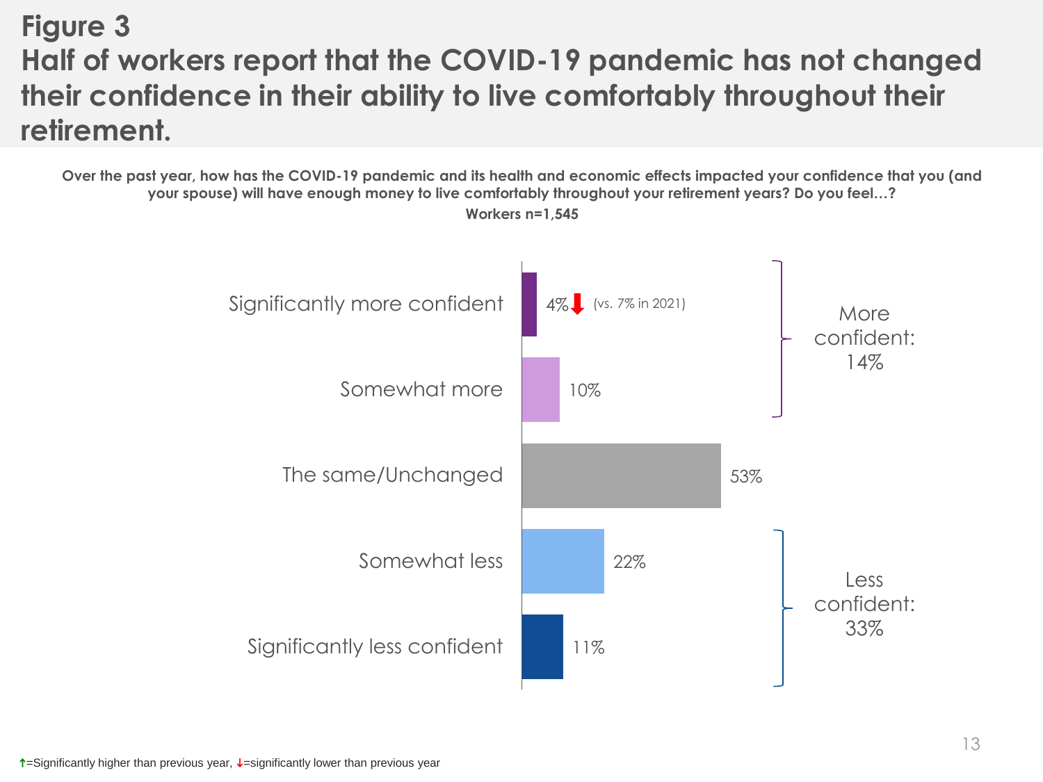# Figure 3

## Half of workers report that the COVID-19 pandemic has not changed their confidence in their ability to live comfortably throughout their retirement.

**Over the past year, how has the COVID-19 pandemic and its health and economic effects impacted your confidence that you (and your spouse) will have enough money to live comfortably throughout your retirement years? Do you feel…?**

**Workers n=1,545**

| Response | Percentage | Group |
| --- | --- | --- |
| Significantly more confident | 4%↓ (vs. 7% in 2021) | More confident: 14% |
| Somewhat more | 10% | |
| The same/Unchanged | 53% | |
| Somewhat less | 22% | Less confident: 33% |
| Significantly less confident | 11% | |

↑=Significantly higher than previous year, ↓=significantly lower than previous year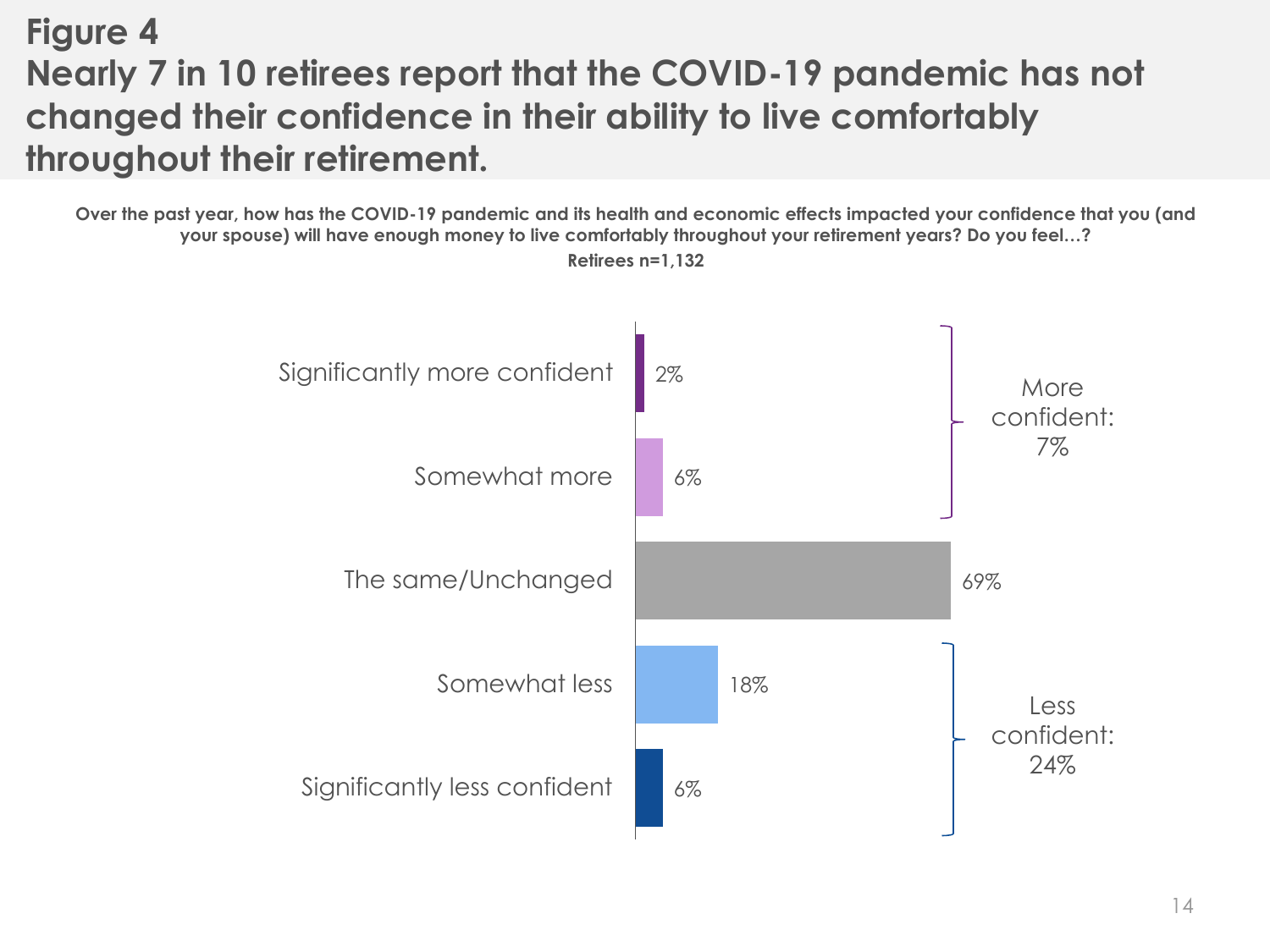## Figure 4

## Nearly 7 in 10 retirees report that the COVID-19 pandemic has not changed their confidence in their ability to live comfortably throughout their retirement.

**Over the past year, how has the COVID-19 pandemic and its health and economic effects impacted your confidence that you (and your spouse) will have enough money to live comfortably throughout your retirement years? Do you feel…?**

**Retirees n=1,132**

| Response | % | Net |
|---|---|---|
| Significantly more confident | 2% | More confident: 7% |
| Somewhat more | 6% | |
| The same/Unchanged | 69% | |
| Somewhat less | 18% | Less confident: 24% |
| Significantly less confident | 6% | |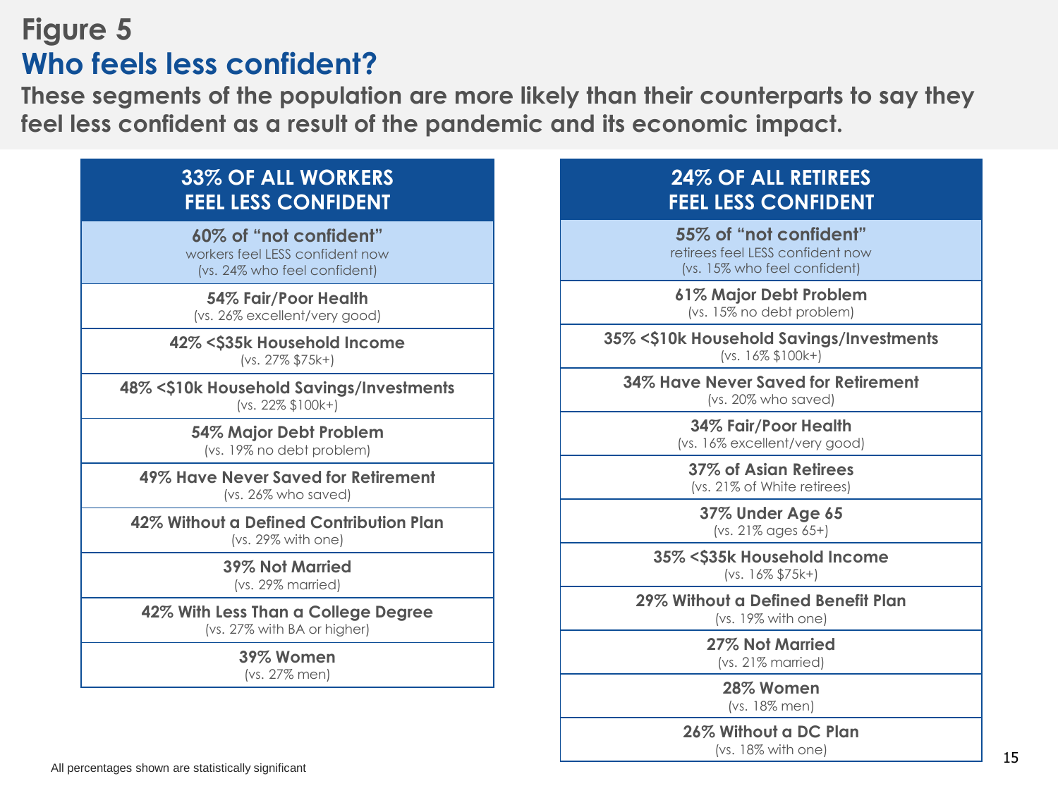# Figure 5

## Who feels less confident?

**These segments of the population are more likely than their counterparts to say they feel less confident as a result of the pandemic and its economic impact.**

| 33% OF ALL WORKERS FEEL LESS CONFIDENT |
|---|
| **60% of "not confident"** workers feel LESS confident now (vs. 24% who feel confident) |
| **54% Fair/Poor Health** (vs. 26% excellent/very good) |
| **42% <$35k Household Income** (vs. 27% $75k+) |
| **48% <$10k Household Savings/Investments** (vs. 22% $100k+) |
| **54% Major Debt Problem** (vs. 19% no debt problem) |
| **49% Have Never Saved for Retirement** (vs. 26% who saved) |
| **42% Without a Defined Contribution Plan** (vs. 29% with one) |
| **39% Not Married** (vs. 29% married) |
| **42% With Less Than a College Degree** (vs. 27% with BA or higher) |
| **39% Women** (vs. 27% men) |

| 24% OF ALL RETIREES FEEL LESS CONFIDENT |
|---|
| **55% of "not confident"** retirees feel LESS confident now (vs. 15% who feel confident) |
| **61% Major Debt Problem** (vs. 15% no debt problem) |
| **35% <$10k Household Savings/Investments** (vs. 16% $100k+) |
| **34% Have Never Saved for Retirement** (vs. 20% who saved) |
| **34% Fair/Poor Health** (vs. 16% excellent/very good) |
| **37% of Asian Retirees** (vs. 21% of White retirees) |
| **37% Under Age 65** (vs. 21% ages 65+) |
| **35% <$35k Household Income** (vs. 16% $75k+) |
| **29% Without a Defined Benefit Plan** (vs. 19% with one) |
| **27% Not Married** (vs. 21% married) |
| **28% Women** (vs. 18% men) |
| **26% Without a DC Plan** (vs. 18% with one) |

All percentages shown are statistically significant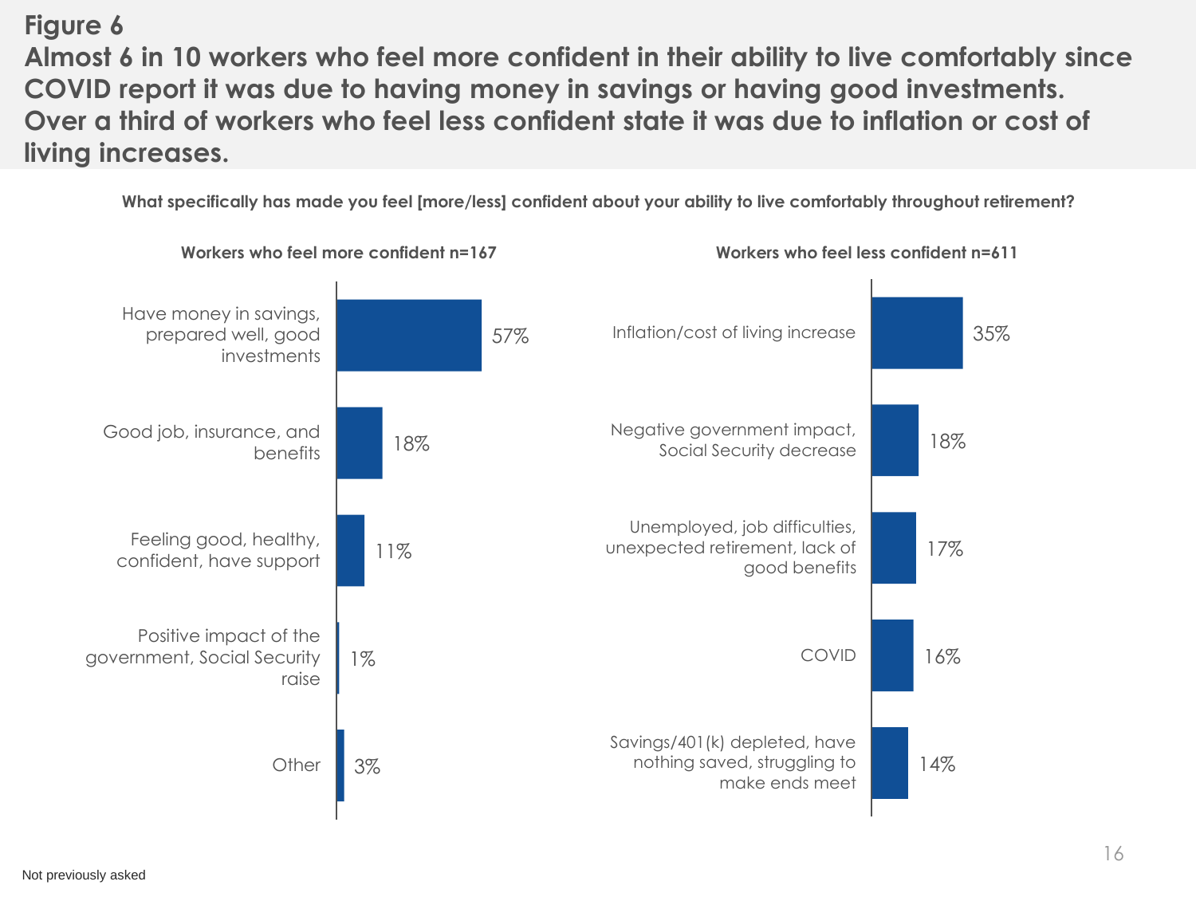## Figure 6

**Almost 6 in 10 workers who feel more confident in their ability to live comfortably since COVID report it was due to having money in savings or having good investments. Over a third of workers who feel less confident state it was due to inflation or cost of living increases.**

**What specifically has made you feel [more/less] confident about your ability to live comfortably throughout retirement?**

**Workers who feel more confident n=167**

| Reason | % |
|---|---|
| Have money in savings, prepared well, good investments | 57% |
| Good job, insurance, and benefits | 18% |
| Feeling good, healthy, confident, have support | 11% |
| Positive impact of the government, Social Security raise | 1% |
| Other | 3% |

**Workers who feel less confident n=611**

| Reason | % |
|---|---|
| Inflation/cost of living increase | 35% |
| Negative government impact, Social Security decrease | 18% |
| Unemployed, job difficulties, unexpected retirement, lack of good benefits | 17% |
| COVID | 16% |
| Savings/401(k) depleted, have nothing saved, struggling to make ends meet | 14% |

Not previously asked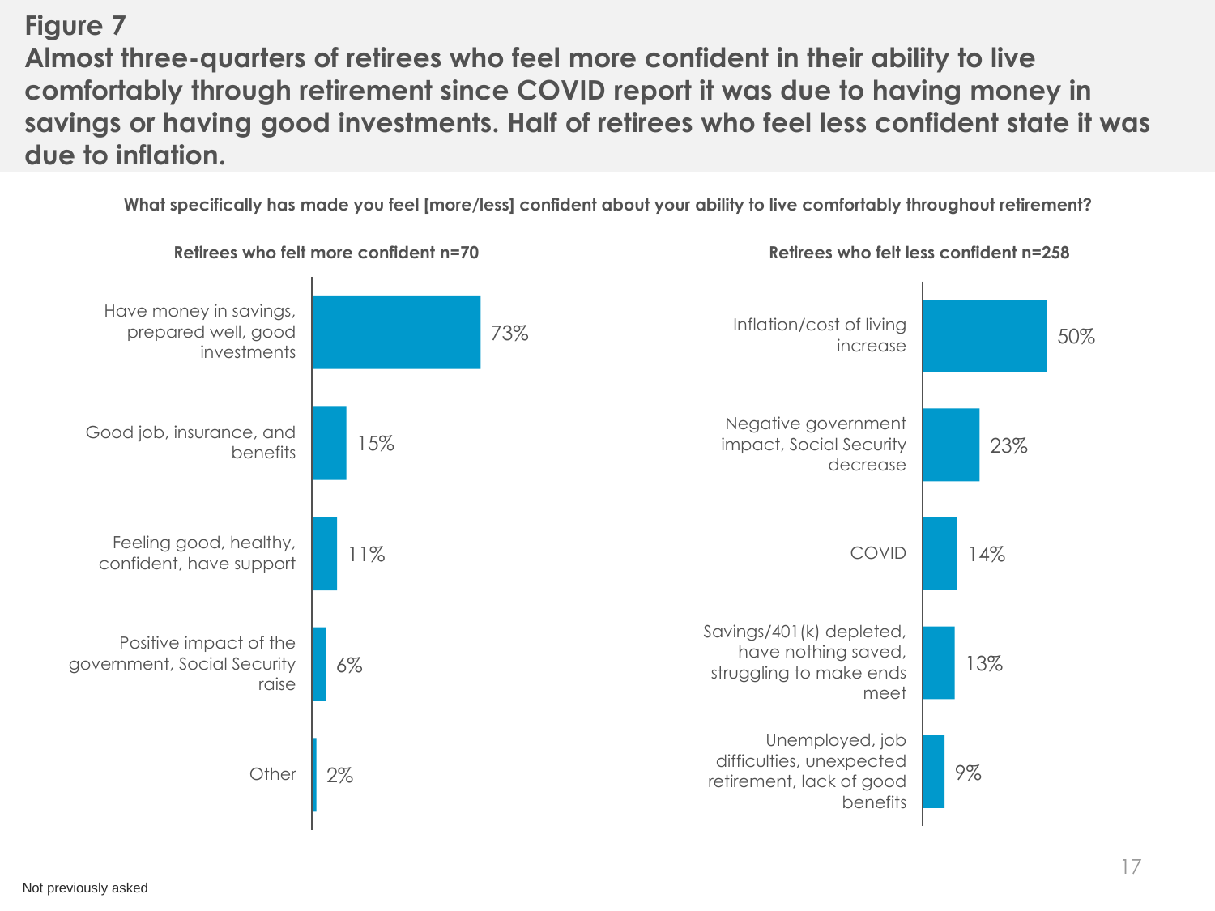## Figure 7

**Almost three-quarters of retirees who feel more confident in their ability to live comfortably through retirement since COVID report it was due to having money in savings or having good investments. Half of retirees who feel less confident state it was due to inflation.**

**What specifically has made you feel [more/less] confident about your ability to live comfortably throughout retirement?**

**Retirees who felt more confident n=70**

| Reason | % |
|---|---|
| Have money in savings, prepared well, good investments | 73% |
| Good job, insurance, and benefits | 15% |
| Feeling good, healthy, confident, have support | 11% |
| Positive impact of the government, Social Security raise | 6% |
| Other | 2% |

**Retirees who felt less confident n=258**

| Reason | % |
|---|---|
| Inflation/cost of living increase | 50% |
| Negative government impact, Social Security decrease | 23% |
| COVID | 14% |
| Savings/401(k) depleted, have nothing saved, struggling to make ends meet | 13% |
| Unemployed, job difficulties, unexpected retirement, lack of good benefits | 9% |

Not previously asked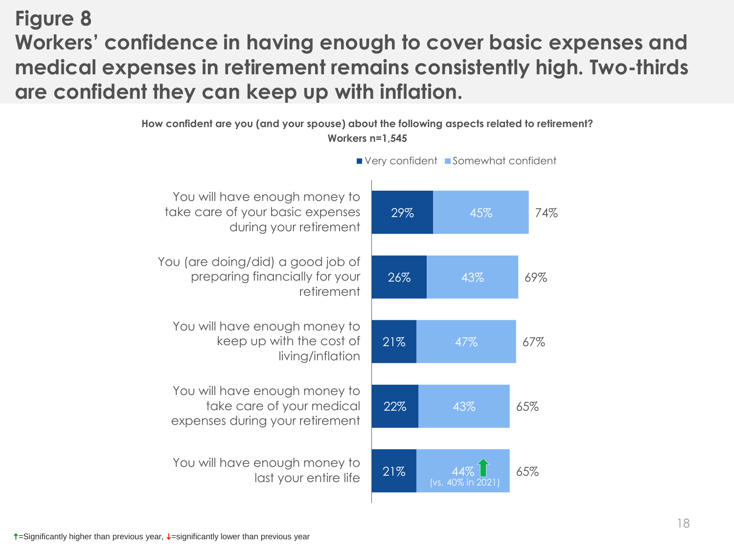# Figure 8

## Workers' confidence in having enough to cover basic expenses and medical expenses in retirement remains consistently high. Two-thirds are confident they can keep up with inflation.

**How confident are you (and your spouse) about the following aspects related to retirement?**
**Workers n=1,545**

| | Very confident | Somewhat confident | Total |
|---|---|---|---|
| You will have enough money to take care of your basic expenses during your retirement | 29% | 45% | 74% |
| You (are doing/did) a good job of preparing financially for your retirement | 26% | 43% | 69% |
| You will have enough money to keep up with the cost of living/inflation | 21% | 47% | 67% |
| You will have enough money to take care of your medical expenses during your retirement | 22% | 43% | 65% |
| You will have enough money to last your entire life | 21% | 44% ↑ (vs. 40% in 2021) | 65% |

↑=Significantly higher than previous year, ↓=significantly lower than previous year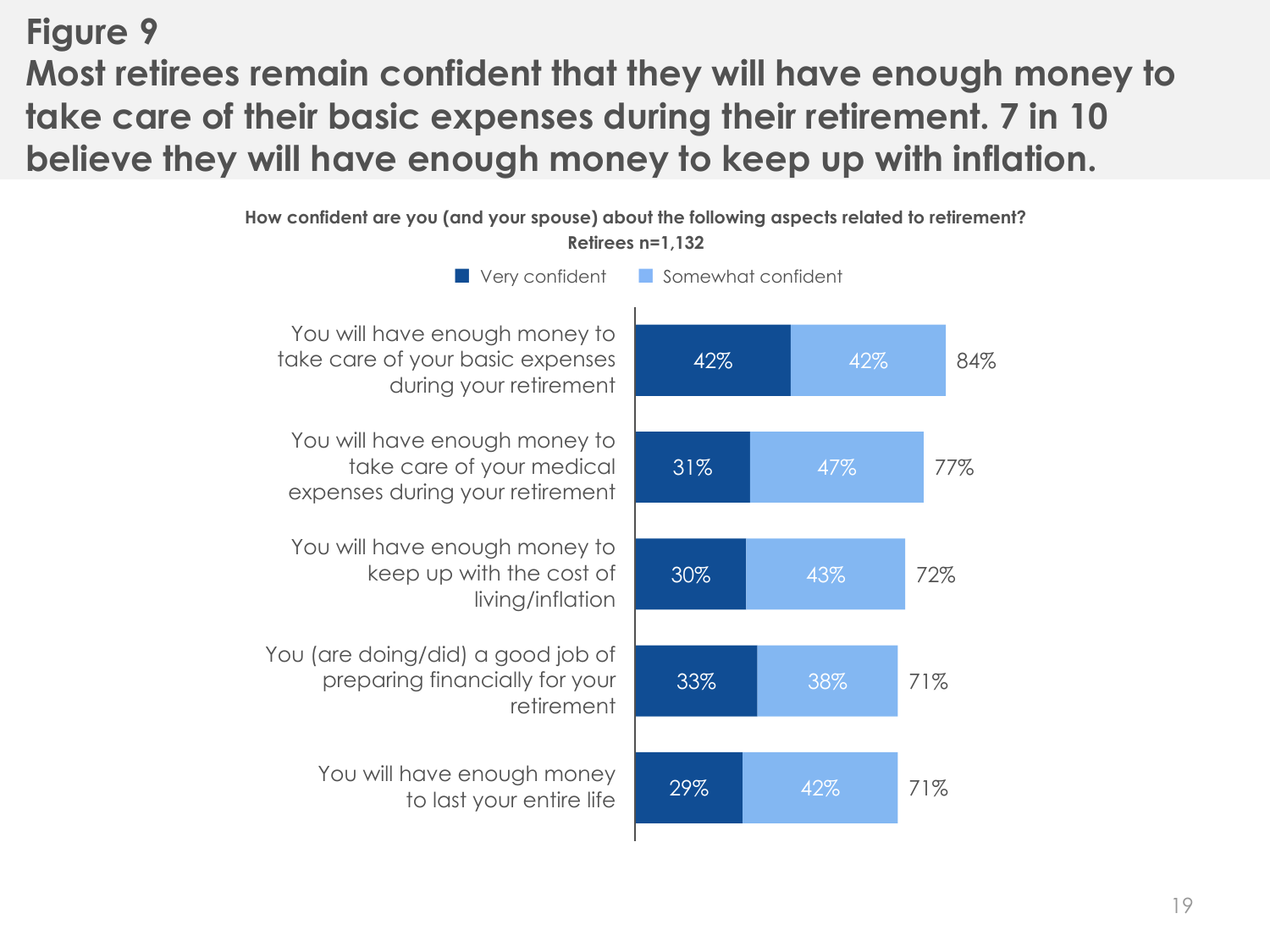# Figure 9

## Most retirees remain confident that they will have enough money to take care of their basic expenses during their retirement. 7 in 10 believe they will have enough money to keep up with inflation.

**How confident are you (and your spouse) about the following aspects related to retirement?**
**Retirees n=1,132**

| Aspect | Very confident | Somewhat confident | Total |
|---|---|---|---|
| You will have enough money to take care of your basic expenses during your retirement | 42% | 42% | 84% |
| You will have enough money to take care of your medical expenses during your retirement | 31% | 47% | 77% |
| You will have enough money to keep up with the cost of living/inflation | 30% | 43% | 72% |
| You (are doing/did) a good job of preparing financially for your retirement | 33% | 38% | 71% |
| You will have enough money to last your entire life | 29% | 42% | 71% |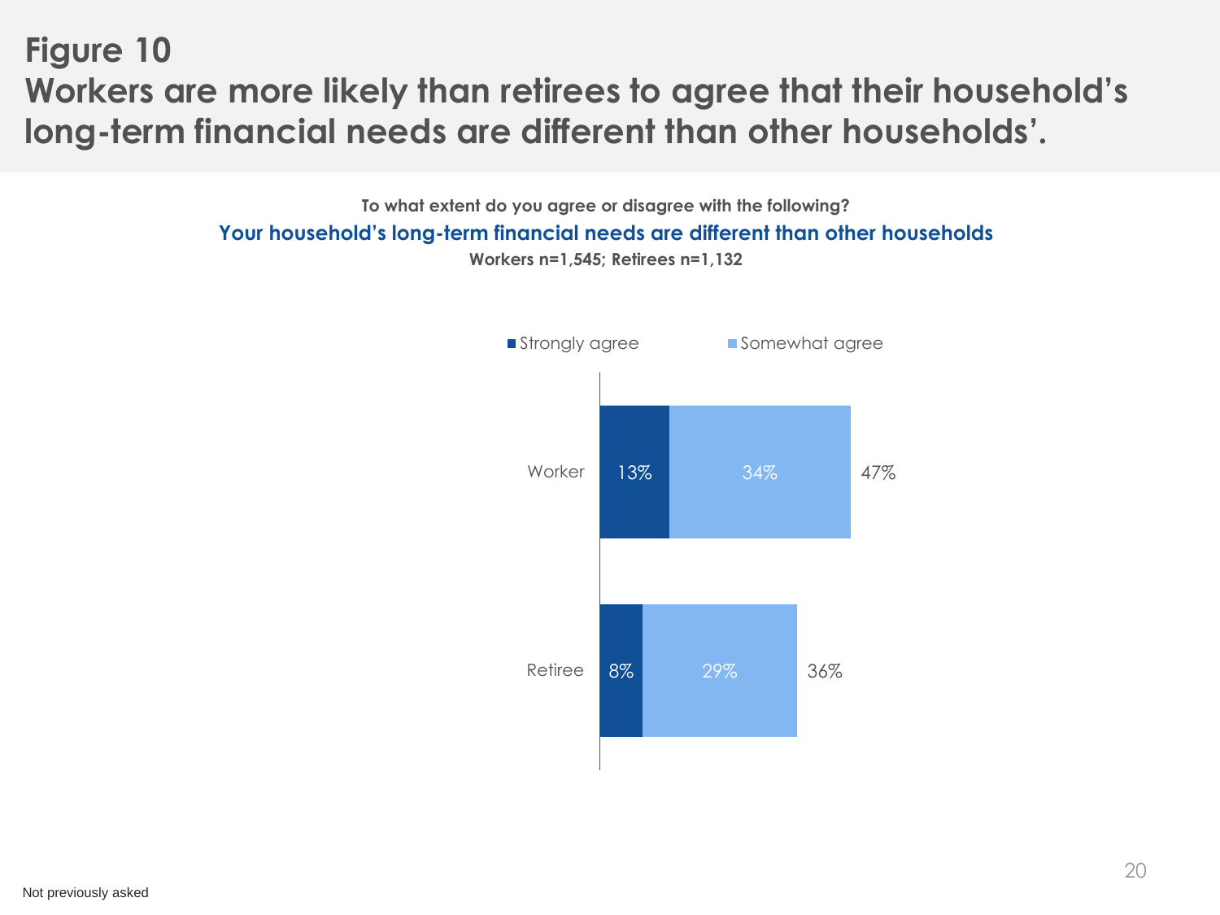# Figure 10

## Workers are more likely than retirees to agree that their household's long-term financial needs are different than other households'.

**To what extent do you agree or disagree with the following?**

**Your household's long-term financial needs are different than other households**

**Workers n=1,545; Retirees n=1,132**

| | Strongly agree | Somewhat agree | Total |
|---|---|---|---|
| Worker | 13% | 34% | 47% |
| Retiree | 8% | 29% | 36% |

Not previously asked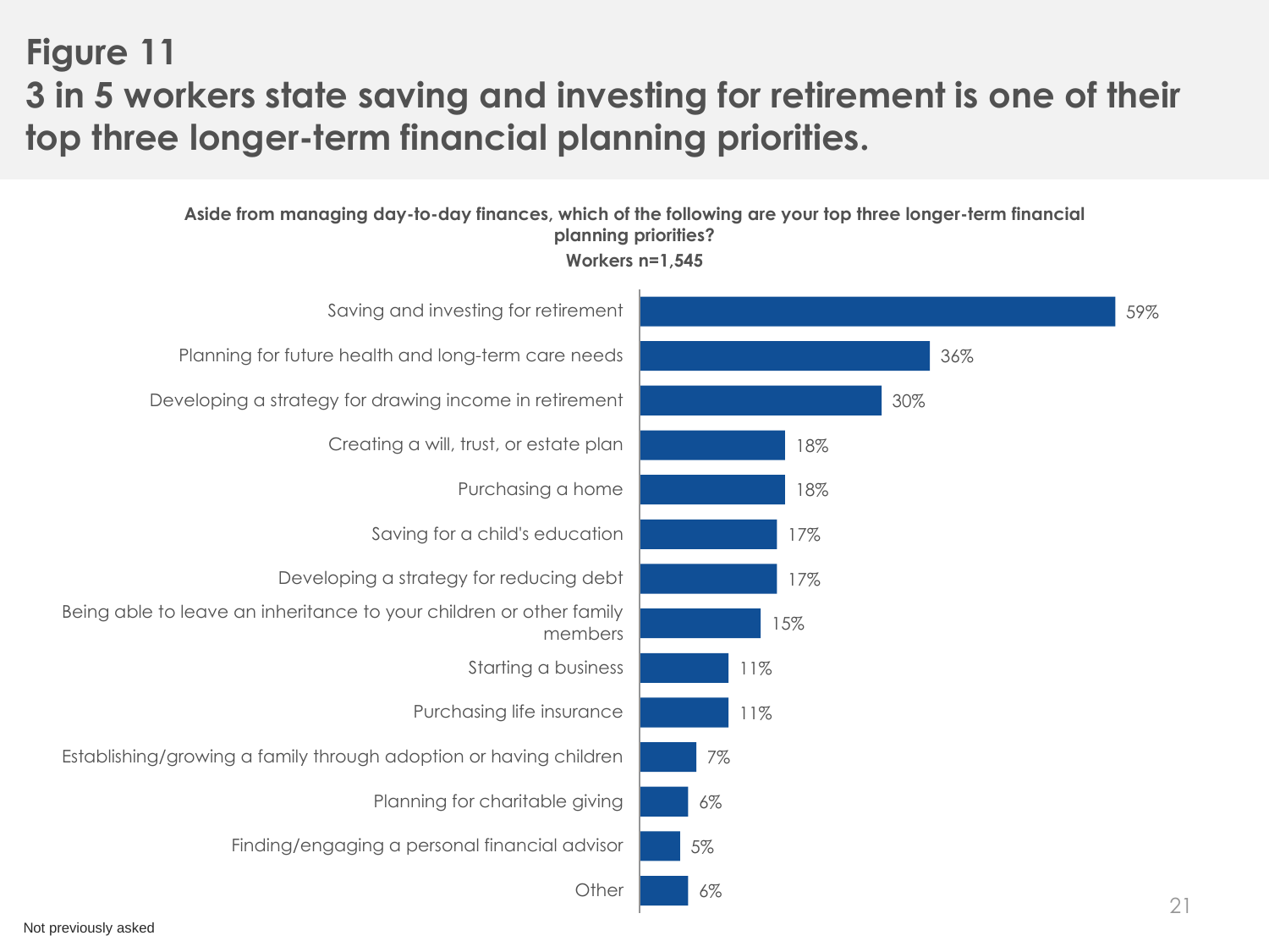# Figure 11

## 3 in 5 workers state saving and investing for retirement is one of their top three longer-term financial planning priorities.

**Aside from managing day-to-day finances, which of the following are your top three longer-term financial planning priorities?**
**Workers n=1,545**

| Priority | Workers |
| --- | --- |
| Saving and investing for retirement | 59% |
| Planning for future health and long-term care needs | 36% |
| Developing a strategy for drawing income in retirement | 30% |
| Creating a will, trust, or estate plan | 18% |
| Purchasing a home | 18% |
| Saving for a child's education | 17% |
| Developing a strategy for reducing debt | 17% |
| Being able to leave an inheritance to your children or other family members | 15% |
| Starting a business | 11% |
| Purchasing life insurance | 11% |
| Establishing/growing a family through adoption or having children | 7% |
| Planning for charitable giving | 6% |
| Finding/engaging a personal financial advisor | 5% |
| Other | 6% |

Not previously asked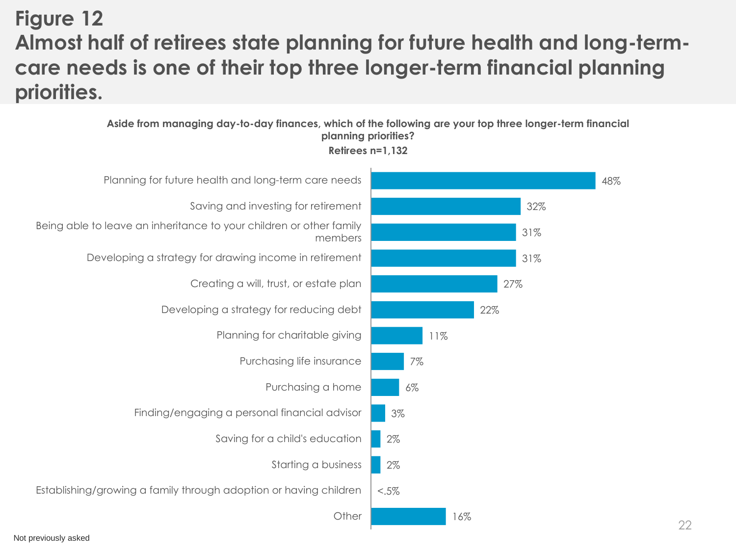# Figure 12
# Almost half of retirees state planning for future health and long-term-care needs is one of their top three longer-term financial planning priorities.

**Aside from managing day-to-day finances, which of the following are your top three longer-term financial planning priorities?**
**Retirees n=1,132**

| Priority | Retirees |
| --- | --- |
| Planning for future health and long-term care needs | 48% |
| Saving and investing for retirement | 32% |
| Being able to leave an inheritance to your children or other family members | 31% |
| Developing a strategy for drawing income in retirement | 31% |
| Creating a will, trust, or estate plan | 27% |
| Developing a strategy for reducing debt | 22% |
| Planning for charitable giving | 11% |
| Purchasing life insurance | 7% |
| Purchasing a home | 6% |
| Finding/engaging a personal financial advisor | 3% |
| Saving for a child's education | 2% |
| Starting a business | 2% |
| Establishing/growing a family through adoption or having children | <.5% |
| Other | 16% |

Not previously asked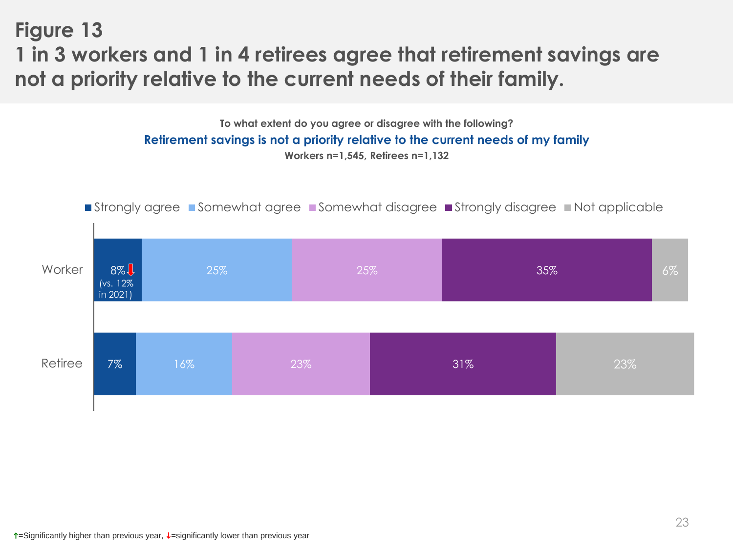# Figure 13

## 1 in 3 workers and 1 in 4 retirees agree that retirement savings are not a priority relative to the current needs of their family.

**To what extent do you agree or disagree with the following?**

**Retirement savings is not a priority relative to the current needs of my family**

**Workers n=1,545, Retirees n=1,132**

| | Strongly agree | Somewhat agree | Somewhat disagree | Strongly disagree | Not applicable |
|---|---|---|---|---|---|
| Worker | 8%↓ (vs. 12% in 2021) | 25% | 25% | 35% | 6% |
| Retiree | 7% | 16% | 23% | 31% | 23% |

↑=Significantly higher than previous year, ↓=significantly lower than previous year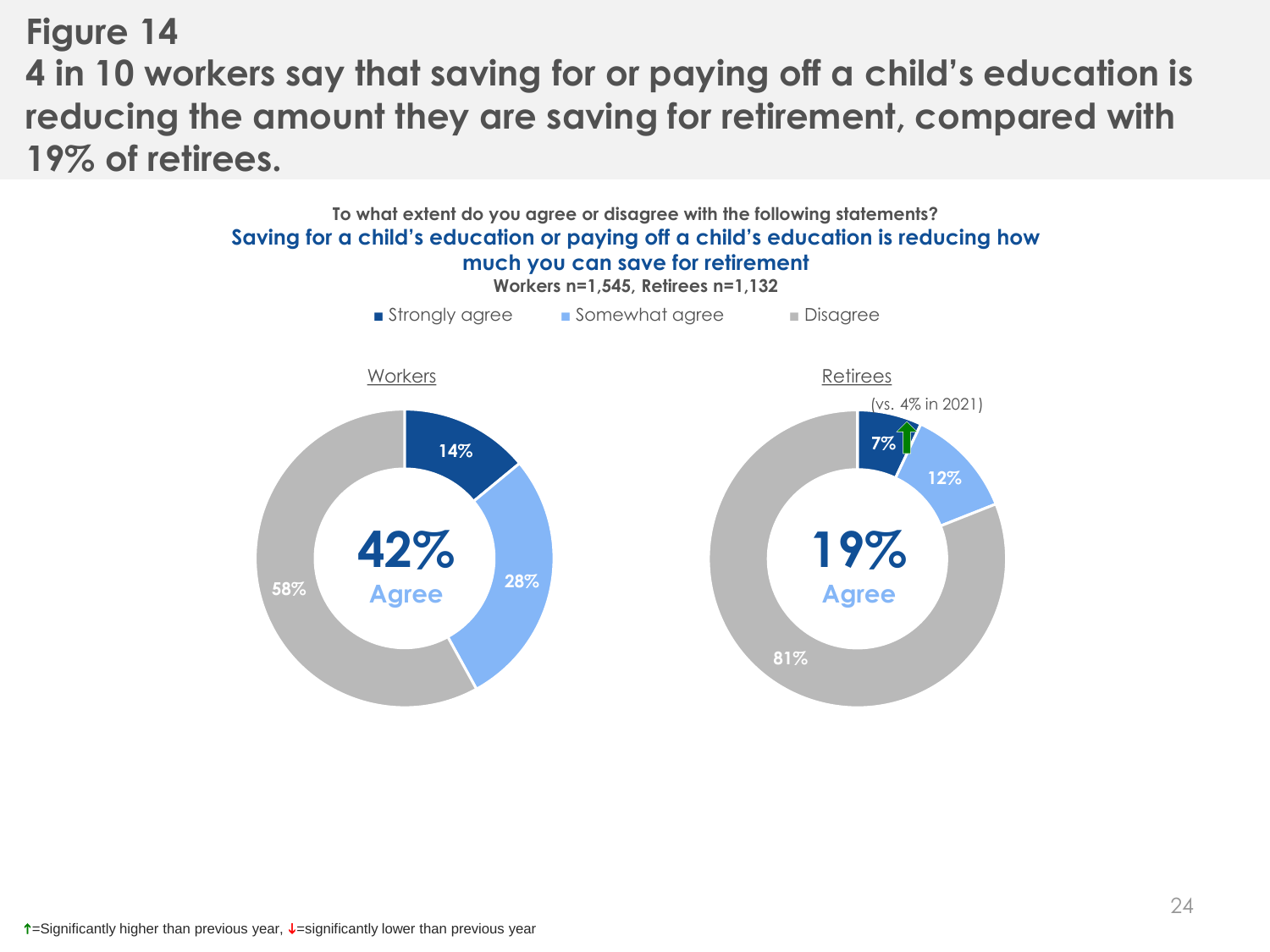# Figure 14

## 4 in 10 workers say that saving for or paying off a child's education is reducing the amount they are saving for retirement, compared with 19% of retirees.

**To what extent do you agree or disagree with the following statements?**

**Saving for a child's education or paying off a child's education is reducing how much you can save for retirement**

**Workers n=1,545, Retirees n=1,132**

| | Strongly agree | Somewhat agree | Disagree | Agree (total) |
|---|---|---|---|---|
| Workers | 14% | 28% | 58% | 42% |
| Retirees | 7% ↑ (vs. 4% in 2021) | 12% | 81% | 19% |

↑=Significantly higher than previous year, ↓=significantly lower than previous year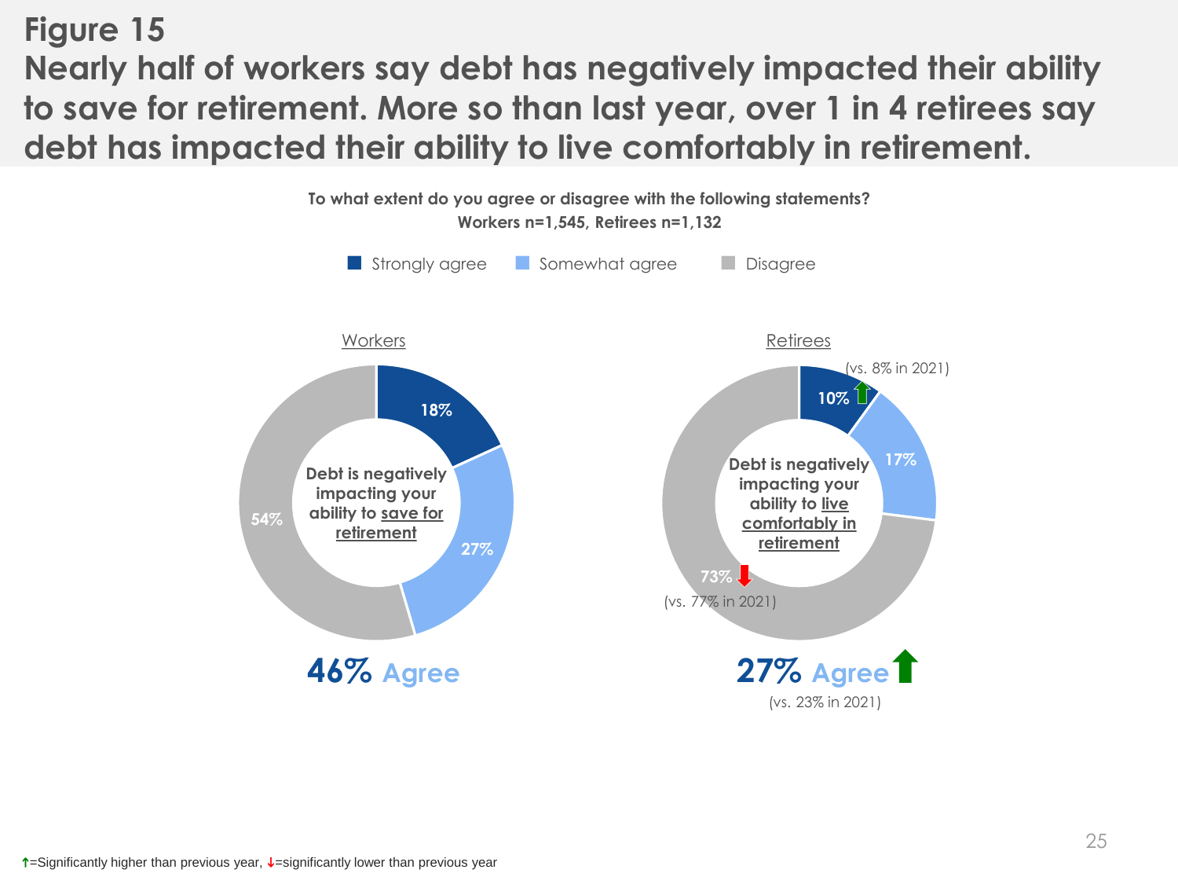# Figure 15

## Nearly half of workers say debt has negatively impacted their ability to save for retirement. More so than last year, over 1 in 4 retirees say debt has impacted their ability to live comfortably in retirement.

**To what extent do you agree or disagree with the following statements?**
**Workers n=1,545, Retirees n=1,132**

Strongly agree | Somewhat agree | Disagree

**Workers**

**Debt is negatively impacting your ability to save for retirement**

| Response | Workers |
| --- | --- |
| Strongly agree | 18% |
| Somewhat agree | 27% |
| Disagree | 54% |

**46% Agree**

**Retirees**

**Debt is negatively impacting your ability to live comfortably in retirement**

| Response | Retirees |
| --- | --- |
| Strongly agree | 10% ↑ (vs. 8% in 2021) |
| Somewhat agree | 17% |
| Disagree | 73% ↓ (vs. 77% in 2021) |

**27% Agree** ↑
(vs. 23% in 2021)

↑=Significantly higher than previous year, ↓=significantly lower than previous year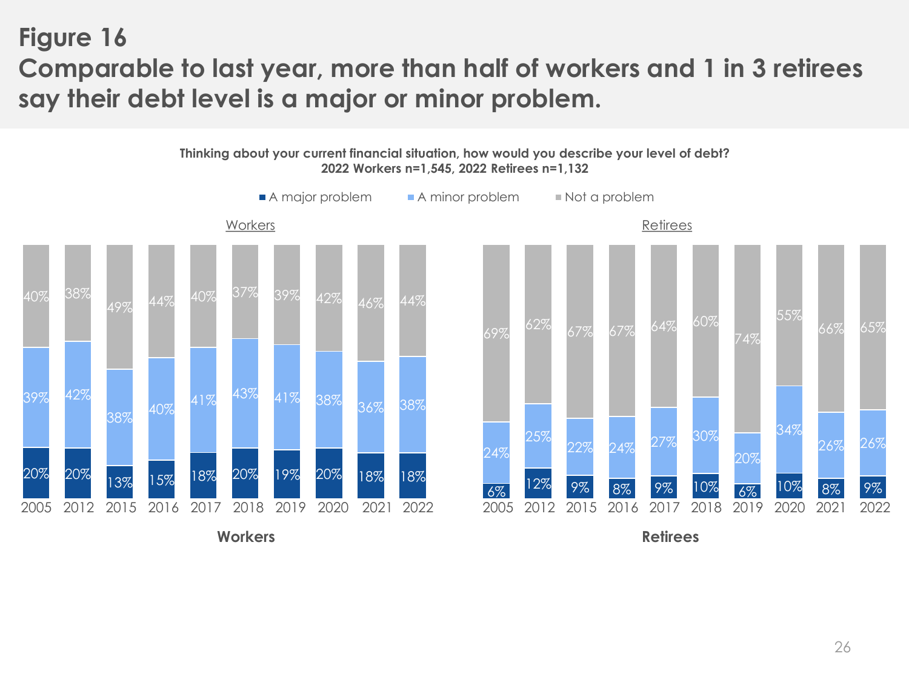# Figure 16

## Comparable to last year, more than half of workers and 1 in 3 retirees say their debt level is a major or minor problem.

**Thinking about your current financial situation, how would you describe your level of debt?**
**2022 Workers n=1,545, 2022 Retirees n=1,132**

**Workers**

| Year | A major problem | A minor problem | Not a problem |
|---|---|---|---|
| 2005 | 20% | 39% | 40% |
| 2012 | 20% | 42% | 38% |
| 2015 | 13% | 38% | 49% |
| 2016 | 15% | 40% | 44% |
| 2017 | 18% | 41% | 40% |
| 2018 | 20% | 43% | 37% |
| 2019 | 19% | 41% | 39% |
| 2020 | 20% | 38% | 42% |
| 2021 | 18% | 36% | 46% |
| 2022 | 18% | 38% | 44% |

**Retirees**

| Year | A major problem | A minor problem | Not a problem |
|---|---|---|---|
| 2005 | 6% | 24% | 69% |
| 2012 | 12% | 25% | 62% |
| 2015 | 9% | 22% | 67% |
| 2016 | 8% | 24% | 67% |
| 2017 | 9% | 27% | 64% |
| 2018 | 10% | 30% | 60% |
| 2019 | 6% | 20% | 74% |
| 2020 | 10% | 34% | 55% |
| 2021 | 8% | 26% | 66% |
| 2022 | 9% | 26% | 65% |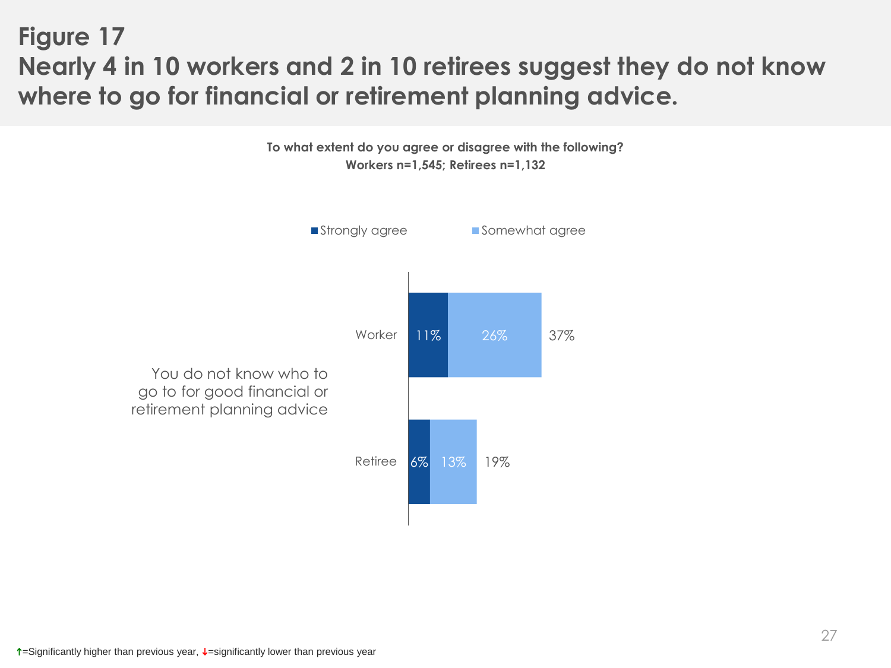# Figure 17

## Nearly 4 in 10 workers and 2 in 10 retirees suggest they do not know where to go for financial or retirement planning advice.

**To what extent do you agree or disagree with the following?**
**Workers n=1,545; Retirees n=1,132**

You do not know who to go to for good financial or retirement planning advice

| | Strongly agree | Somewhat agree | Total |
|---|---|---|---|
| Worker | 11% | 26% | 37% |
| Retiree | 6% | 13% | 19% |

↑=Significantly higher than previous year, ↓=significantly lower than previous year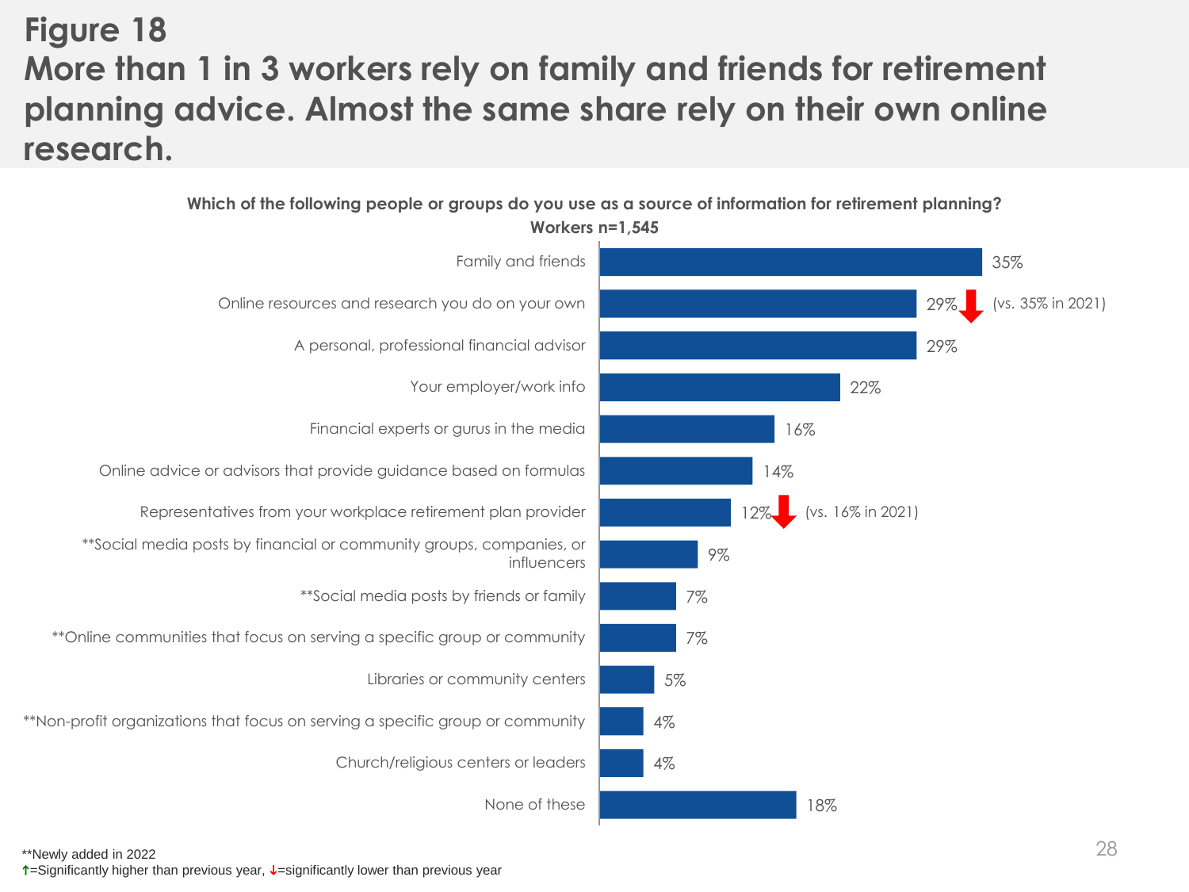# Figure 18
## More than 1 in 3 workers rely on family and friends for retirement planning advice. Almost the same share rely on their own online research.

**Which of the following people or groups do you use as a source of information for retirement planning?**
**Workers n=1,545**

| Source | Workers |
| --- | --- |
| Family and friends | 35% |
| Online resources and research you do on your own | 29% ↓ (vs. 35% in 2021) |
| A personal, professional financial advisor | 29% |
| Your employer/work info | 22% |
| Financial experts or gurus in the media | 16% |
| Online advice or advisors that provide guidance based on formulas | 14% |
| Representatives from your workplace retirement plan provider | 12% ↓ (vs. 16% in 2021) |
| **Social media posts by financial or community groups, companies, or influencers | 9% |
| **Social media posts by friends or family | 7% |
| **Online communities that focus on serving a specific group or community | 7% |
| Libraries or community centers | 5% |
| **Non-profit organizations that focus on serving a specific group or community | 4% |
| Church/religious centers or leaders | 4% |
| None of these | 18% |

**Newly added in 2022
↑=Significantly higher than previous year, ↓=significantly lower than previous year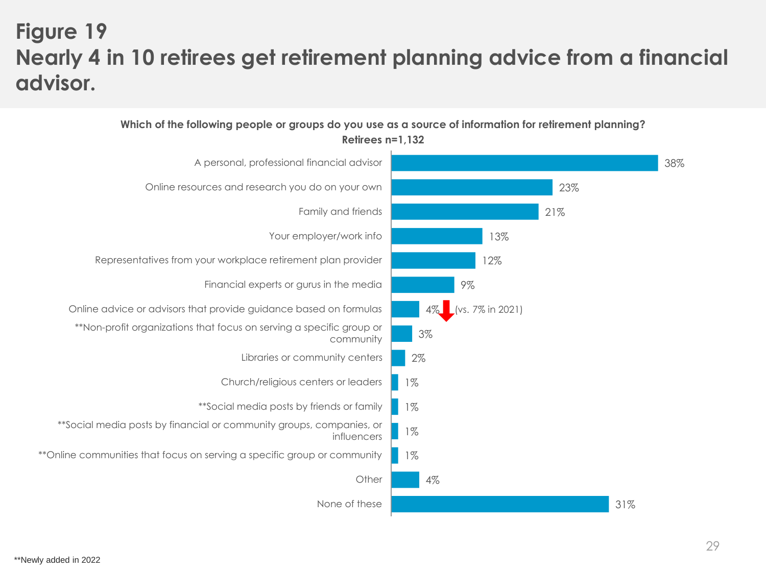# Figure 19
# Nearly 4 in 10 retirees get retirement planning advice from a financial advisor.

**Which of the following people or groups do you use as a source of information for retirement planning?**
**Retirees n=1,132**

| Source | % |
|---|---|
| A personal, professional financial advisor | 38% |
| Online resources and research you do on your own | 23% |
| Family and friends | 21% |
| Your employer/work info | 13% |
| Representatives from your workplace retirement plan provider | 12% |
| Financial experts or gurus in the media | 9% |
| Online advice or advisors that provide guidance based on formulas | 4% (vs. 7% in 2021) |
| **Non-profit organizations that focus on serving a specific group or community | 3% |
| Libraries or community centers | 2% |
| Church/religious centers or leaders | 1% |
| **Social media posts by friends or family | 1% |
| **Social media posts by financial or community groups, companies, or influencers | 1% |
| **Online communities that focus on serving a specific group or community | 1% |
| Other | 4% |
| None of these | 31% |

**Newly added in 2022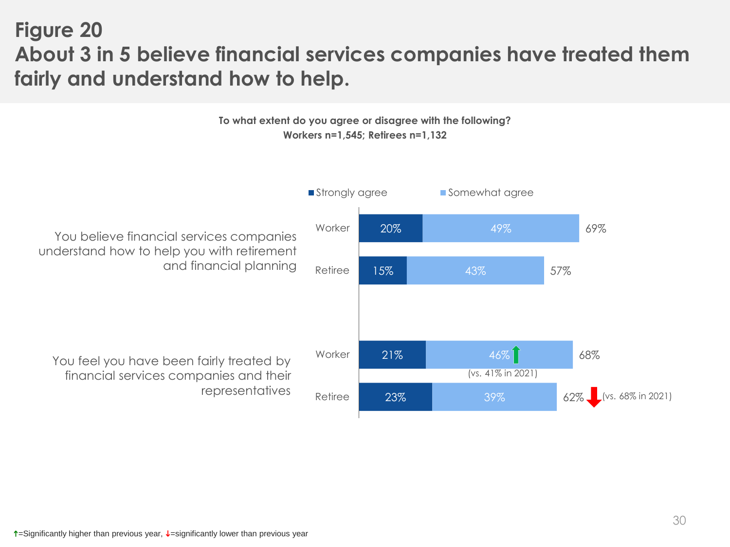# Figure 20

## About 3 in 5 believe financial services companies have treated them fairly and understand how to help.

**To what extent do you agree or disagree with the following?**
**Workers n=1,545; Retirees n=1,132**

| Statement | Group | Strongly agree | Somewhat agree | Total |
|---|---|---|---|---|
| You believe financial services companies understand how to help you with retirement and financial planning | Worker | 20% | 49% | 69% |
| | Retiree | 15% | 43% | 57% |
| You feel you have been fairly treated by financial services companies and their representatives | Worker | 21% | 46% ↑ (vs. 41% in 2021) | 68% |
| | Retiree | 23% | 39% | 62% ↓ (vs. 68% in 2021) |

↑=Significantly higher than previous year, ↓=significantly lower than previous year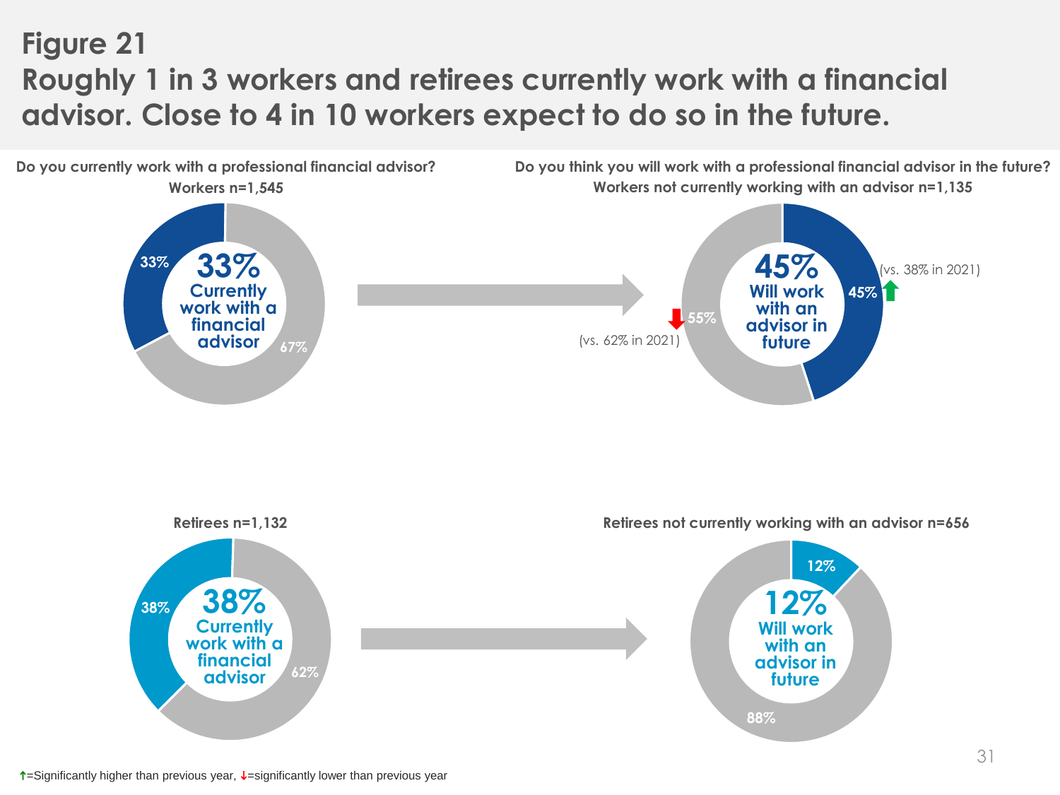# Figure 21

## Roughly 1 in 3 workers and retirees currently work with a financial advisor. Close to 4 in 10 workers expect to do so in the future.

**Do you currently work with a professional financial advisor?**

**Workers n=1,545**

33% Currently work with a financial advisor

33% | 67%

**Do you think you will work with a professional financial advisor in the future?**

**Workers not currently working with an advisor n=1,135**

45% Will work with an advisor in future

45% ↑ (vs. 38% in 2021) | 55% ↓ (vs. 62% in 2021)

**Retirees n=1,132**

38% Currently work with a financial advisor

38% | 62%

**Retirees not currently working with an advisor n=656**

12% Will work with an advisor in future

12% | 88%

↑=Significantly higher than previous year, ↓=significantly lower than previous year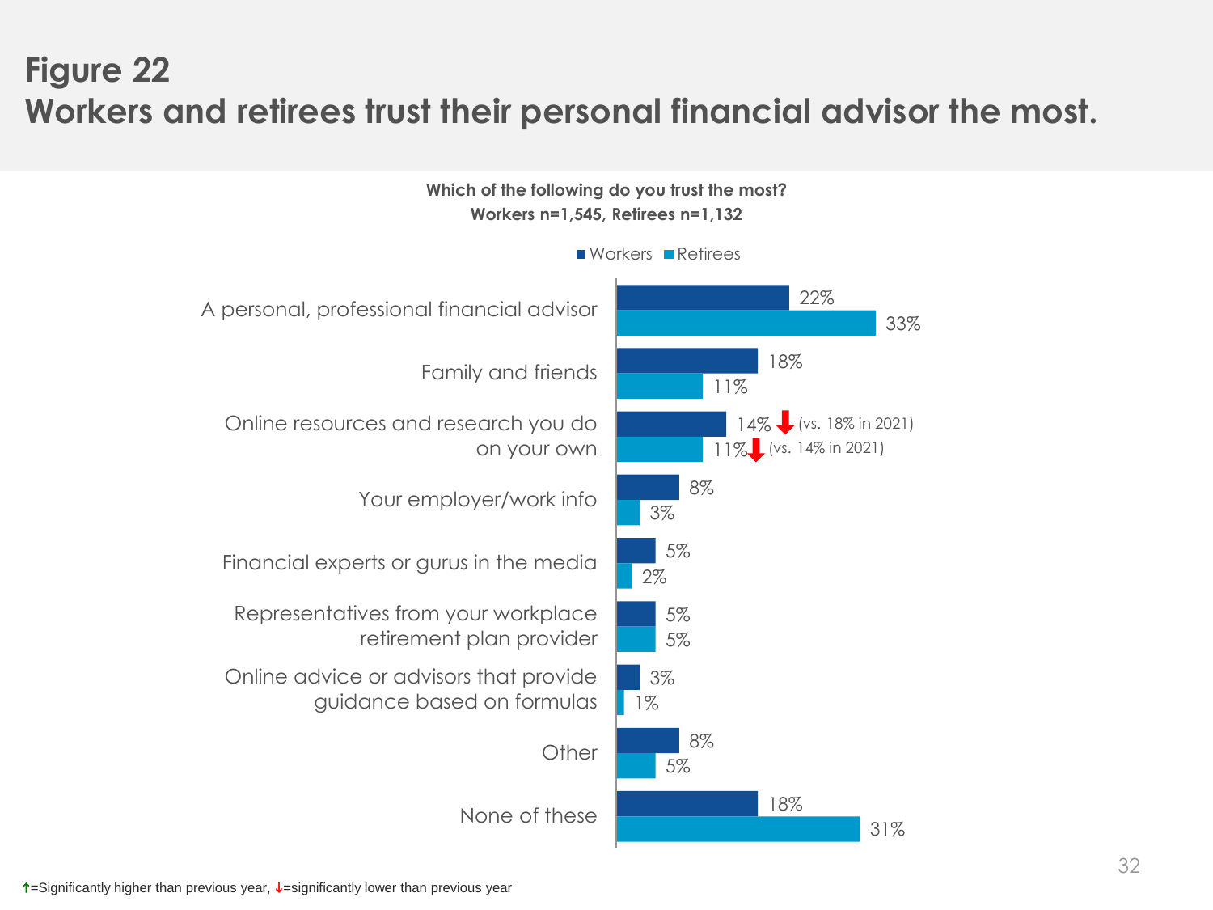# Figure 22

# Workers and retirees trust their personal financial advisor the most.

**Which of the following do you trust the most?**
**Workers n=1,545, Retirees n=1,132**

| | Workers | Retirees |
|---|---|---|
| A personal, professional financial advisor | 22% | 33% |
| Family and friends | 18% | 11% |
| Online resources and research you do on your own | 14% ↓ (vs. 18% in 2021) | 11% ↓ (vs. 14% in 2021) |
| Your employer/work info | 8% | 3% |
| Financial experts or gurus in the media | 5% | 2% |
| Representatives from your workplace retirement plan provider | 5% | 5% |
| Online advice or advisors that provide guidance based on formulas | 3% | 1% |
| Other | 8% | 5% |
| None of these | 18% | 31% |

↑=Significantly higher than previous year, ↓=significantly lower than previous year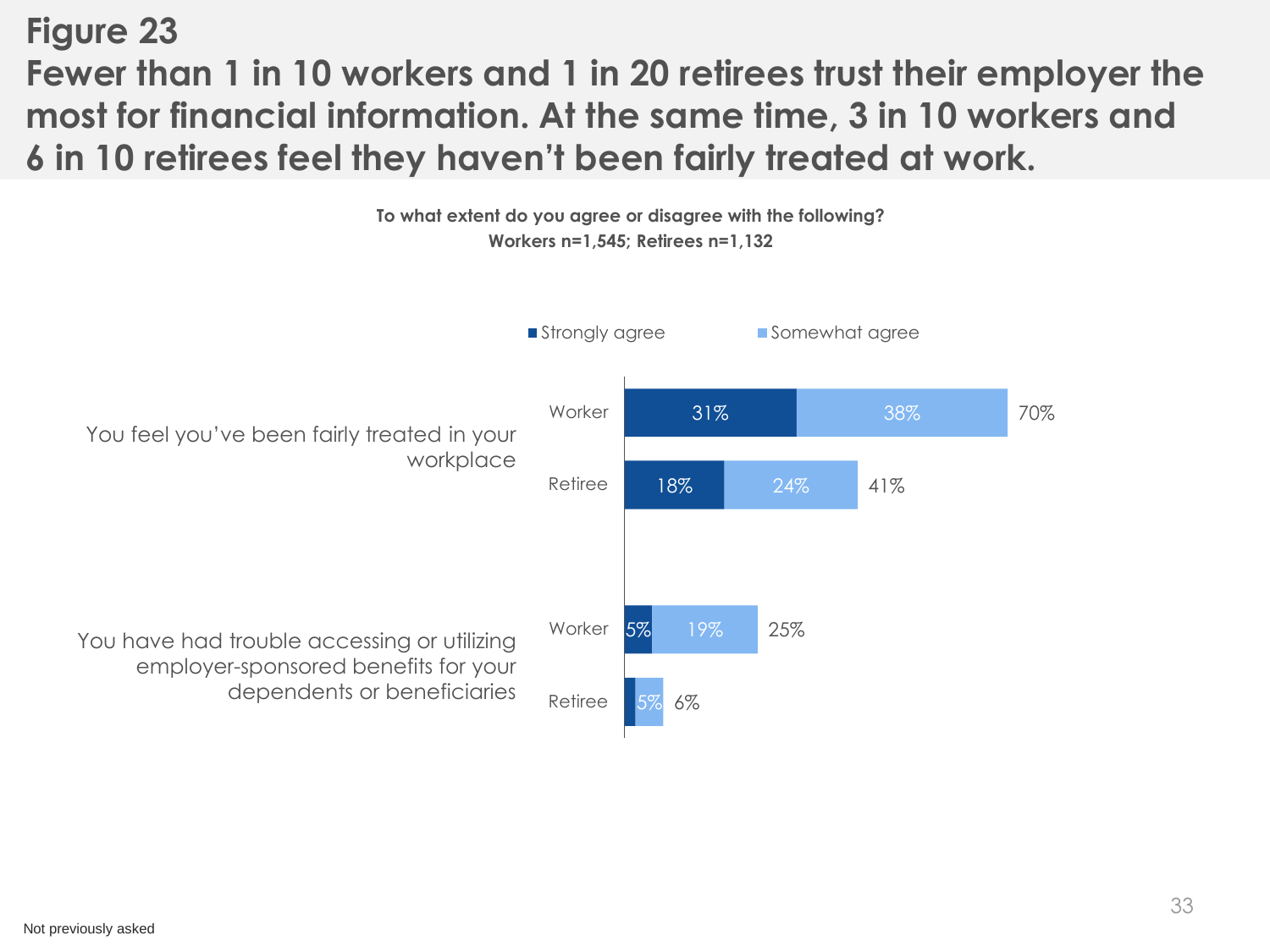# Figure 23

## Fewer than 1 in 10 workers and 1 in 20 retirees trust their employer the most for financial information. At the same time, 3 in 10 workers and 6 in 10 retirees feel they haven't been fairly treated at work.

**To what extent do you agree or disagree with the following?**
**Workers n=1,545; Retirees n=1,132**

| Statement | Group | Strongly agree | Somewhat agree | Total |
| --- | --- | --- | --- | --- |
| You feel you've been fairly treated in your workplace | Worker | 31% | 38% | 70% |
| | Retiree | 18% | 24% | 41% |
| You have had trouble accessing or utilizing employer-sponsored benefits for your dependents or beneficiaries | Worker | 5% | 19% | 25% |
| | Retiree | | 5% | 6% |

Not previously asked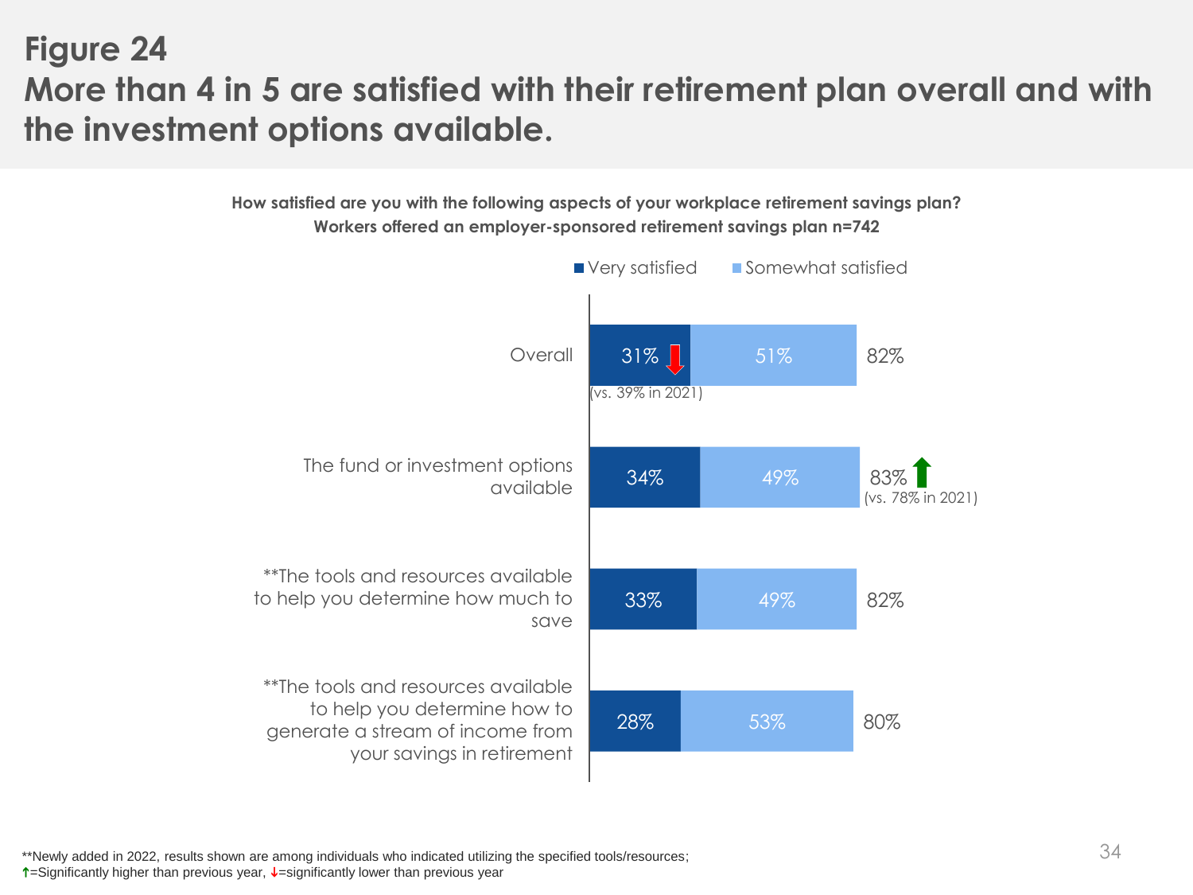# Figure 24

## More than 4 in 5 are satisfied with their retirement plan overall and with the investment options available.

**How satisfied are you with the following aspects of your workplace retirement savings plan?**
**Workers offered an employer-sponsored retirement savings plan n=742**

| | Very satisfied | Somewhat satisfied | Total |
|---|---|---|---|
| Overall | 31% ↓ (vs. 39% in 2021) | 51% | 82% |
| The fund or investment options available | 34% | 49% | 83% ↑ (vs. 78% in 2021) |
| **The tools and resources available to help you determine how much to save | 33% | 49% | 82% |
| **The tools and resources available to help you determine how to generate a stream of income from your savings in retirement | 28% | 53% | 80% |

**Newly added in 2022, results shown are among individuals who indicated utilizing the specified tools/resources;
↑=Significantly higher than previous year, ↓=significantly lower than previous year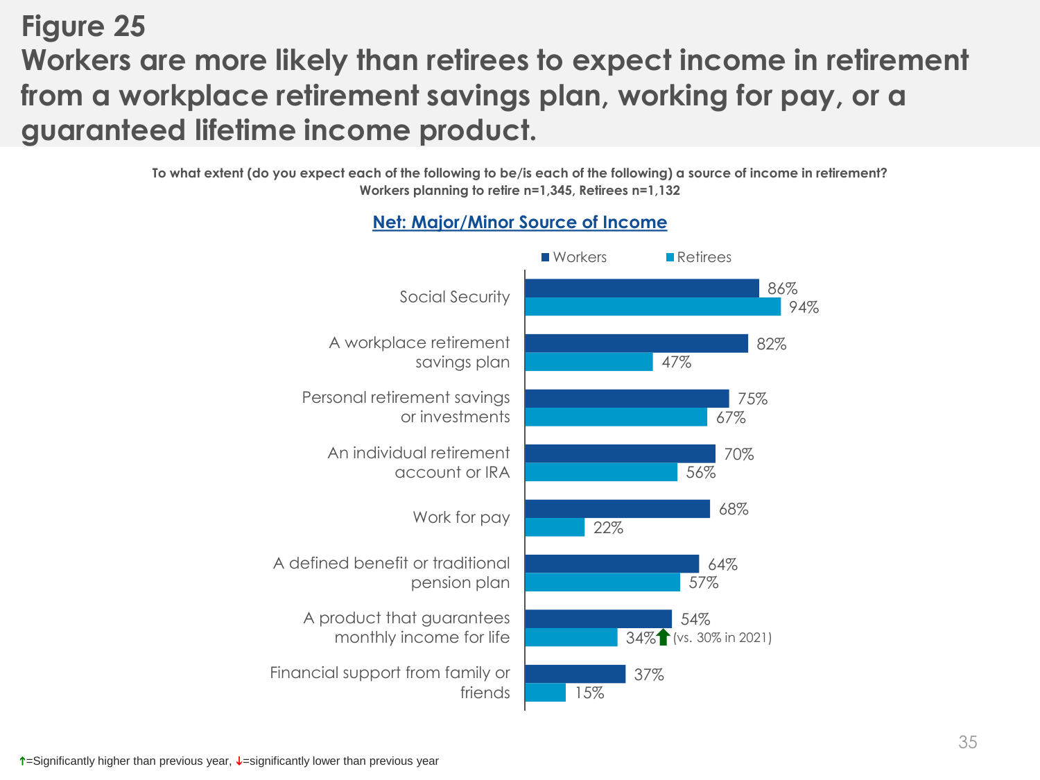# Figure 25

## Workers are more likely than retirees to expect income in retirement from a workplace retirement savings plan, working for pay, or a guaranteed lifetime income product.

**To what extent (do you expect each of the following to be/is each of the following) a source of income in retirement?**
**Workers planning to retire n=1,345, Retirees n=1,132**

**Net: Major/Minor Source of Income**

| | Workers | Retirees |
|---|---|---|
| Social Security | 86% | 94% |
| A workplace retirement savings plan | 82% | 47% |
| Personal retirement savings or investments | 75% | 67% |
| An individual retirement account or IRA | 70% | 56% |
| Work for pay | 68% | 22% |
| A defined benefit or traditional pension plan | 64% | 57% |
| A product that guarantees monthly income for life | 54% | 34%↑ (vs. 30% in 2021) |
| Financial support from family or friends | 37% | 15% |

↑=Significantly higher than previous year, ↓=significantly lower than previous year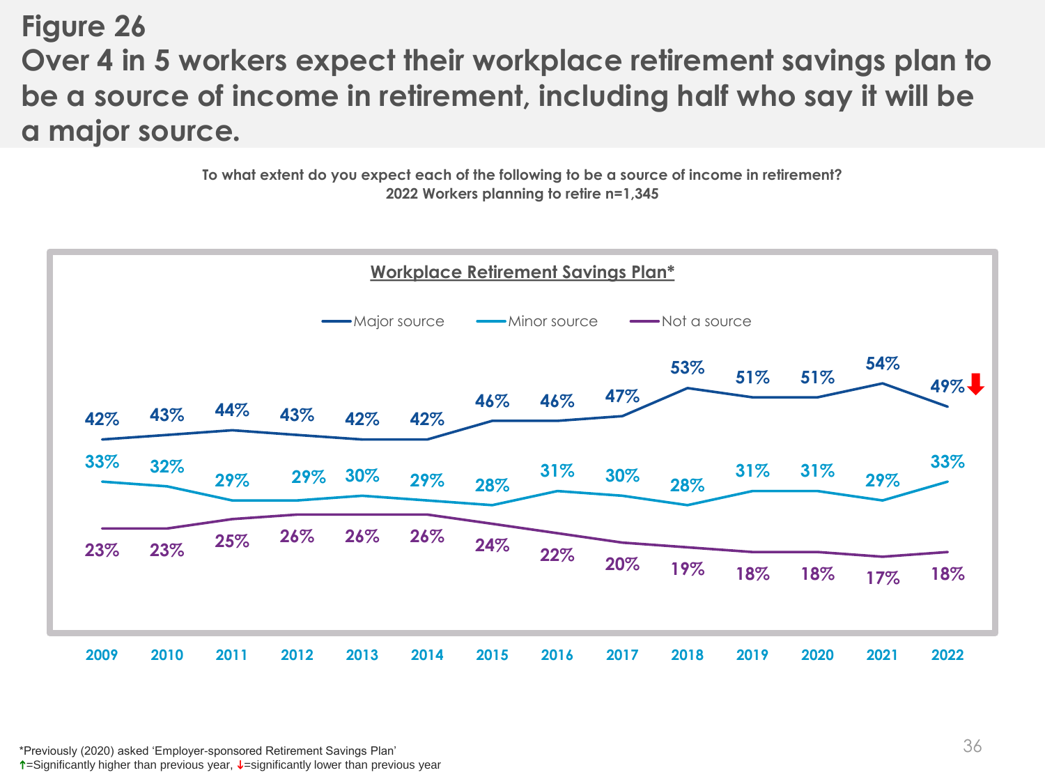# Figure 26

## Over 4 in 5 workers expect their workplace retirement savings plan to be a source of income in retirement, including half who say it will be a major source.

**To what extent do you expect each of the following to be a source of income in retirement?**
**2022 Workers planning to retire n=1,345**

**Workplace Retirement Savings Plan***

| | 2009 | 2010 | 2011 | 2012 | 2013 | 2014 | 2015 | 2016 | 2017 | 2018 | 2019 | 2020 | 2021 | 2022 |
|---|---|---|---|---|---|---|---|---|---|---|---|---|---|---|
| Major source | 42% | 43% | 44% | 43% | 42% | 42% | 46% | 46% | 47% | 53% | 51% | 51% | 54% | 49%↓ |
| Minor source | 33% | 32% | 29% | 29% | 30% | 29% | 28% | 31% | 30% | 28% | 31% | 31% | 29% | 33% |
| Not a source | 23% | 23% | 25% | 26% | 26% | 26% | 24% | 22% | 20% | 19% | 18% | 18% | 17% | 18% |

*Previously (2020) asked 'Employer-sponsored Retirement Savings Plan'
↑=Significantly higher than previous year, ↓=significantly lower than previous year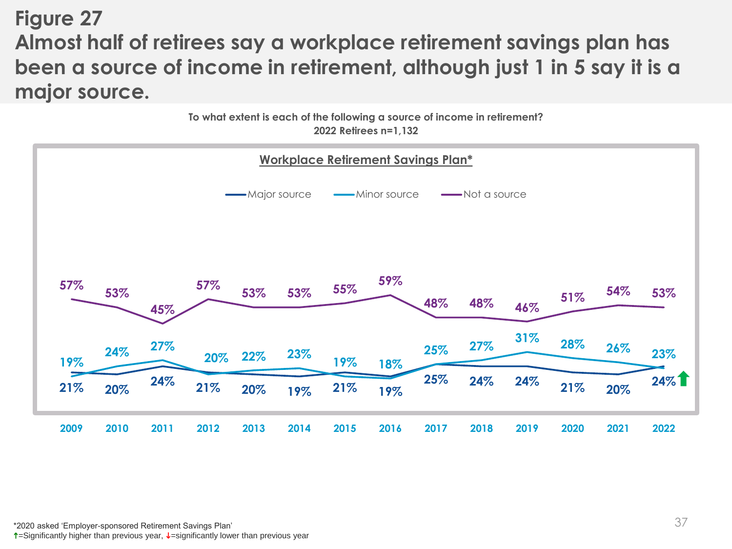# Figure 27

## Almost half of retirees say a workplace retirement savings plan has been a source of income in retirement, although just 1 in 5 say it is a major source.

**To what extent is each of the following a source of income in retirement?**
**2022 Retirees n=1,132**

**Workplace Retirement Savings Plan***

| | 2009 | 2010 | 2011 | 2012 | 2013 | 2014 | 2015 | 2016 | 2017 | 2018 | 2019 | 2020 | 2021 | 2022 |
|---|---|---|---|---|---|---|---|---|---|---|---|---|---|---|
| Major source | 21% | 20% | 24% | 21% | 20% | 19% | 21% | 19% | 25% | 24% | 24% | 21% | 20% | 24%↑ |
| Minor source | 19% | 24% | 27% | 20% | 22% | 23% | 19% | 18% | 25% | 27% | 31% | 28% | 26% | 23% |
| Not a source | 57% | 53% | 45% | 57% | 53% | 53% | 55% | 59% | 48% | 48% | 46% | 51% | 54% | 53% |

*2020 asked 'Employer-sponsored Retirement Savings Plan'
↑=Significantly higher than previous year, ↓=significantly lower than previous year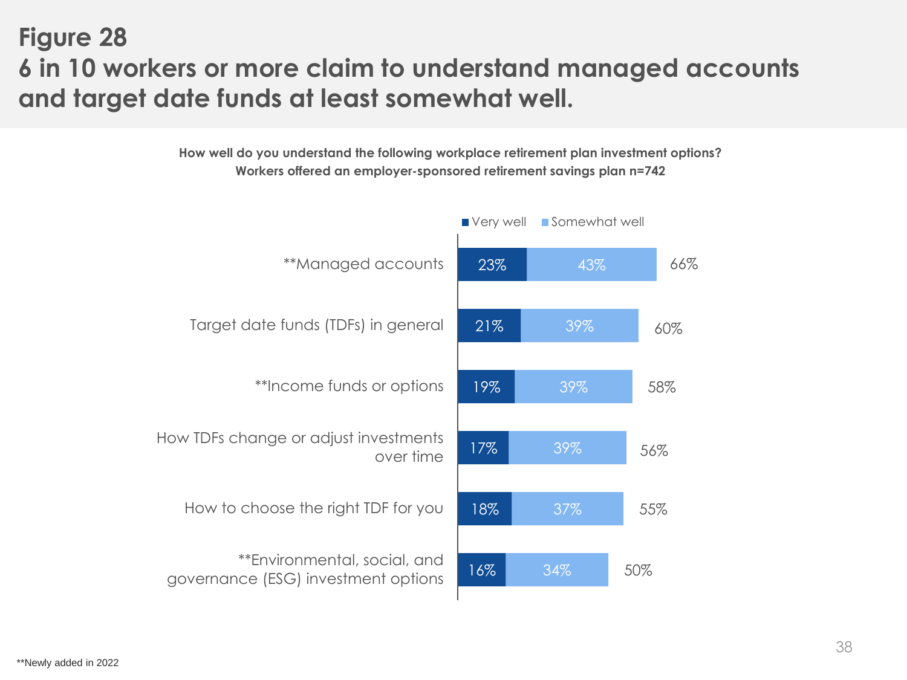# Figure 28
## 6 in 10 workers or more claim to understand managed accounts and target date funds at least somewhat well.

**How well do you understand the following workplace retirement plan investment options?**
**Workers offered an employer-sponsored retirement savings plan n=742**

| | Very well | Somewhat well | Total |
|---|---|---|---|
| **Managed accounts | 23% | 43% | 66% |
| Target date funds (TDFs) in general | 21% | 39% | 60% |
| **Income funds or options | 19% | 39% | 58% |
| How TDFs change or adjust investments over time | 17% | 39% | 56% |
| How to choose the right TDF for you | 18% | 37% | 55% |
| **Environmental, social, and governance (ESG) investment options | 16% | 34% | 50% |

**Newly added in 2022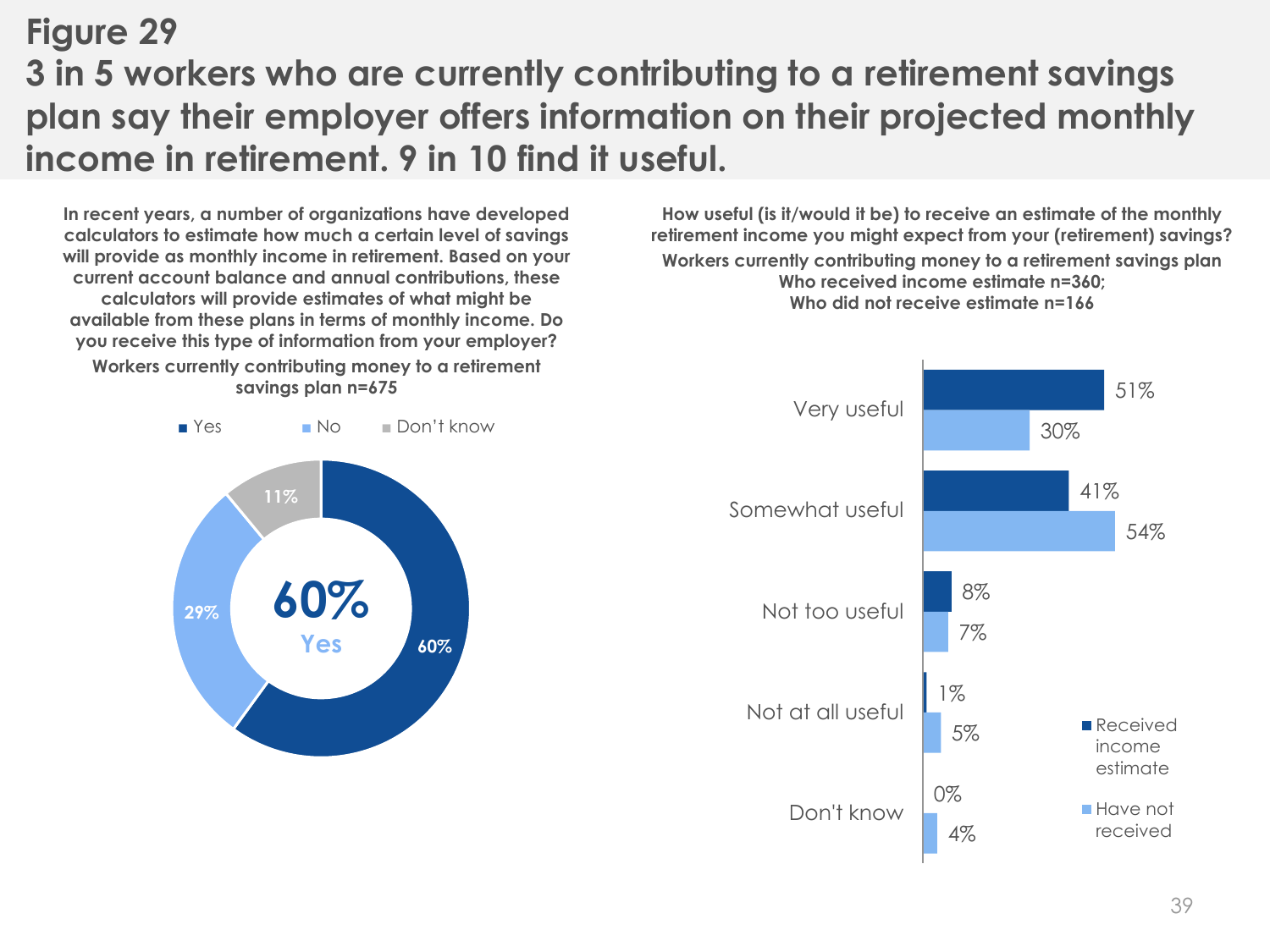## Figure 29

## 3 in 5 workers who are currently contributing to a retirement savings plan say their employer offers information on their projected monthly income in retirement. 9 in 10 find it useful.

**In recent years, a number of organizations have developed calculators to estimate how much a certain level of savings will provide as monthly income in retirement. Based on your current account balance and annual contributions, these calculators will provide estimates of what might be available from these plans in terms of monthly income. Do you receive this type of information from your employer?**

**Workers currently contributing money to a retirement savings plan n=675**

| Response | % |
|---|---|
| Yes | 60% |
| No | 29% |
| Don't know | 11% |

60% Yes

**How useful (is it/would it be) to receive an estimate of the monthly retirement income you might expect from your (retirement) savings?**

**Workers currently contributing money to a retirement savings plan**
**Who received income estimate n=360;**
**Who did not receive estimate n=166**

| | Received income estimate | Have not received |
|---|---|---|
| Very useful | 51% | 30% |
| Somewhat useful | 41% | 54% |
| Not too useful | 8% | 7% |
| Not at all useful | 1% | 5% |
| Don't know | 0% | 4% |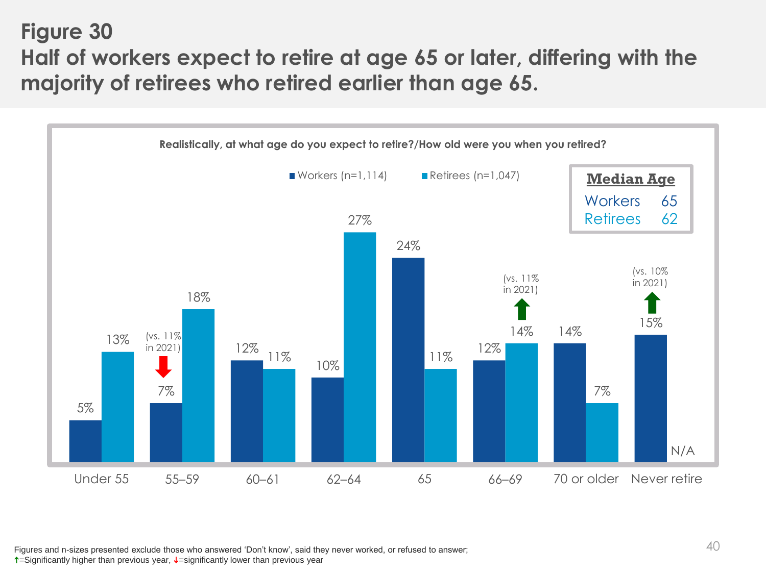## Figure 30
## Half of workers expect to retire at age 65 or later, differing with the majority of retirees who retired earlier than age 65.

**Realistically, at what age do you expect to retire?/How old were you when you retired?**

| Age | Workers (n=1,114) | Retirees (n=1,047) |
|---|---|---|
| Under 55 | 5% | 13% |
| 55–59 | 7% ↓ (vs. 11% in 2021) | 18% |
| 60–61 | 12% | 11% |
| 62–64 | 10% | 27% |
| 65 | 24% | 11% |
| 66–69 | 12% | 14% ↑ (vs. 11% in 2021) |
| 70 or older | 14% | 7% |
| Never retire | 15% ↑ (vs. 10% in 2021) | N/A |

| Median Age | |
|---|---|
| Workers | 65 |
| Retirees | 62 |

Figures and n-sizes presented exclude those who answered 'Don't know', said they never worked, or refused to answer;
↑=Significantly higher than previous year, ↓=significantly lower than previous year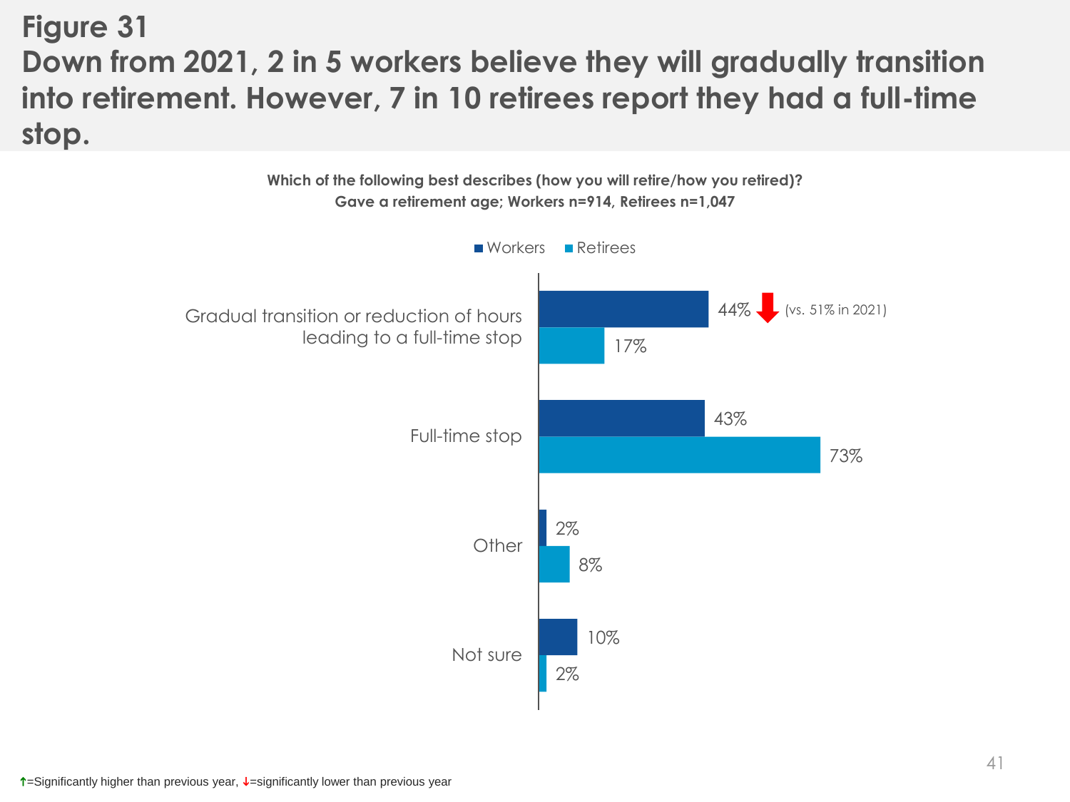# Figure 31

## Down from 2021, 2 in 5 workers believe they will gradually transition into retirement. However, 7 in 10 retirees report they had a full-time stop.

**Which of the following best describes (how you will retire/how you retired)?**
**Gave a retirement age; Workers n=914, Retirees n=1,047**

| | Workers | Retirees |
|---|---|---|
| Gradual transition or reduction of hours leading to a full-time stop | 44% ↓ (vs. 51% in 2021) | 17% |
| Full-time stop | 43% | 73% |
| Other | 2% | 8% |
| Not sure | 10% | 2% |

↑=Significantly higher than previous year, ↓=significantly lower than previous year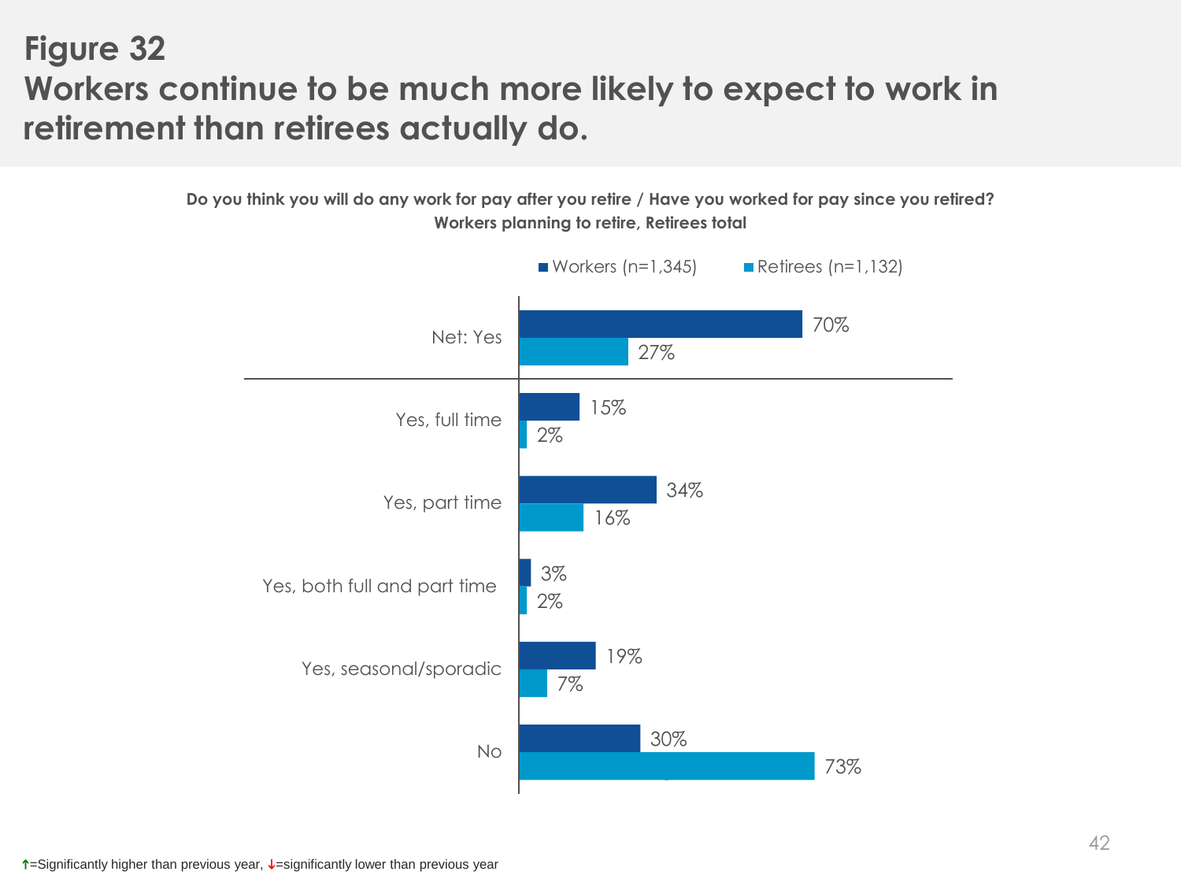# Figure 32
## Workers continue to be much more likely to expect to work in retirement than retirees actually do.

**Do you think you will do any work for pay after you retire / Have you worked for pay since you retired?**
**Workers planning to retire, Retirees total**

| | Workers (n=1,345) | Retirees (n=1,132) |
|---|---|---|
| Net: Yes | 70% | 27% |
| Yes, full time | 15% | 2% |
| Yes, part time | 34% | 16% |
| Yes, both full and part time | 3% | 2% |
| Yes, seasonal/sporadic | 19% | 7% |
| No | 30% | 73% |

↑=Significantly higher than previous year, ↓=significantly lower than previous year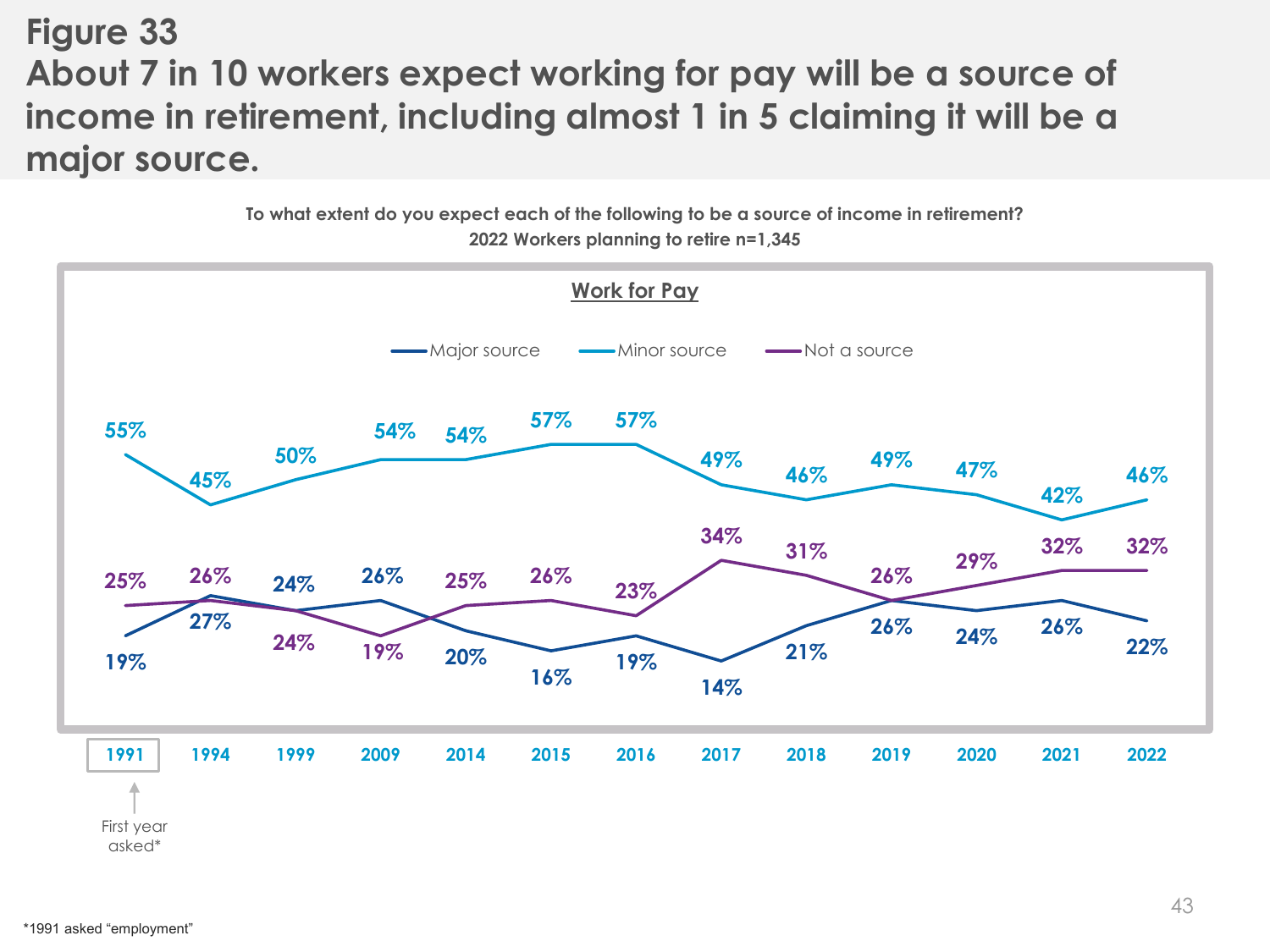# Figure 33

## About 7 in 10 workers expect working for pay will be a source of income in retirement, including almost 1 in 5 claiming it will be a major source.

**To what extent do you expect each of the following to be a source of income in retirement?**
**2022 Workers planning to retire n=1,345**

**Work for Pay**

| Year | Major source | Minor source | Not a source |
|---|---|---|---|
| 1991 (First year asked*) | 19% | 55% | 25% |
| 1994 | 27% | 45% | 26% |
| 1999 | 24% | 50% | 24% |
| 2009 | 26% | 54% | 19% |
| 2014 | 20% | 54% | 25% |
| 2015 | 16% | 57% | 26% |
| 2016 | 19% | 57% | 23% |
| 2017 | 14% | 49% | 34% |
| 2018 | 21% | 46% | 31% |
| 2019 | 26% | 49% | 26% |
| 2020 | 24% | 47% | 29% |
| 2021 | 26% | 42% | 32% |
| 2022 | 22% | 46% | 32% |

*1991 asked "employment"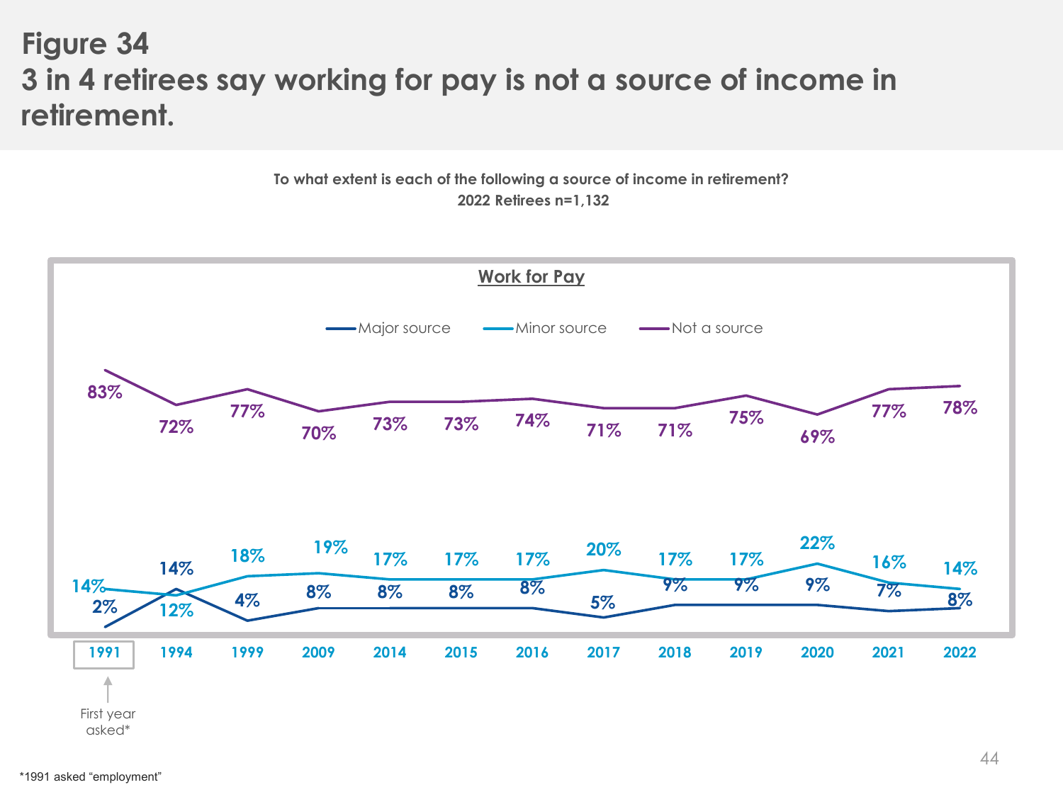# Figure 34
## 3 in 4 retirees say working for pay is not a source of income in retirement.

**To what extent is each of the following a source of income in retirement?**
**2022 Retirees n=1,132**

**Work for Pay**

| | 1991 | 1994 | 1999 | 2009 | 2014 | 2015 | 2016 | 2017 | 2018 | 2019 | 2020 | 2021 | 2022 |
|---|---|---|---|---|---|---|---|---|---|---|---|---|---|
| Major source | 2% | 14% | 4% | 8% | 8% | 8% | 8% | 5% | 9% | 9% | 9% | 7% | 8% |
| Minor source | 14% | 12% | 18% | 19% | 17% | 17% | 17% | 20% | 17% | 17% | 22% | 16% | 14% |
| Not a source | 83% | 72% | 77% | 70% | 73% | 73% | 74% | 71% | 71% | 75% | 69% | 77% | 78% |

1991: First year asked*

*1991 asked "employment"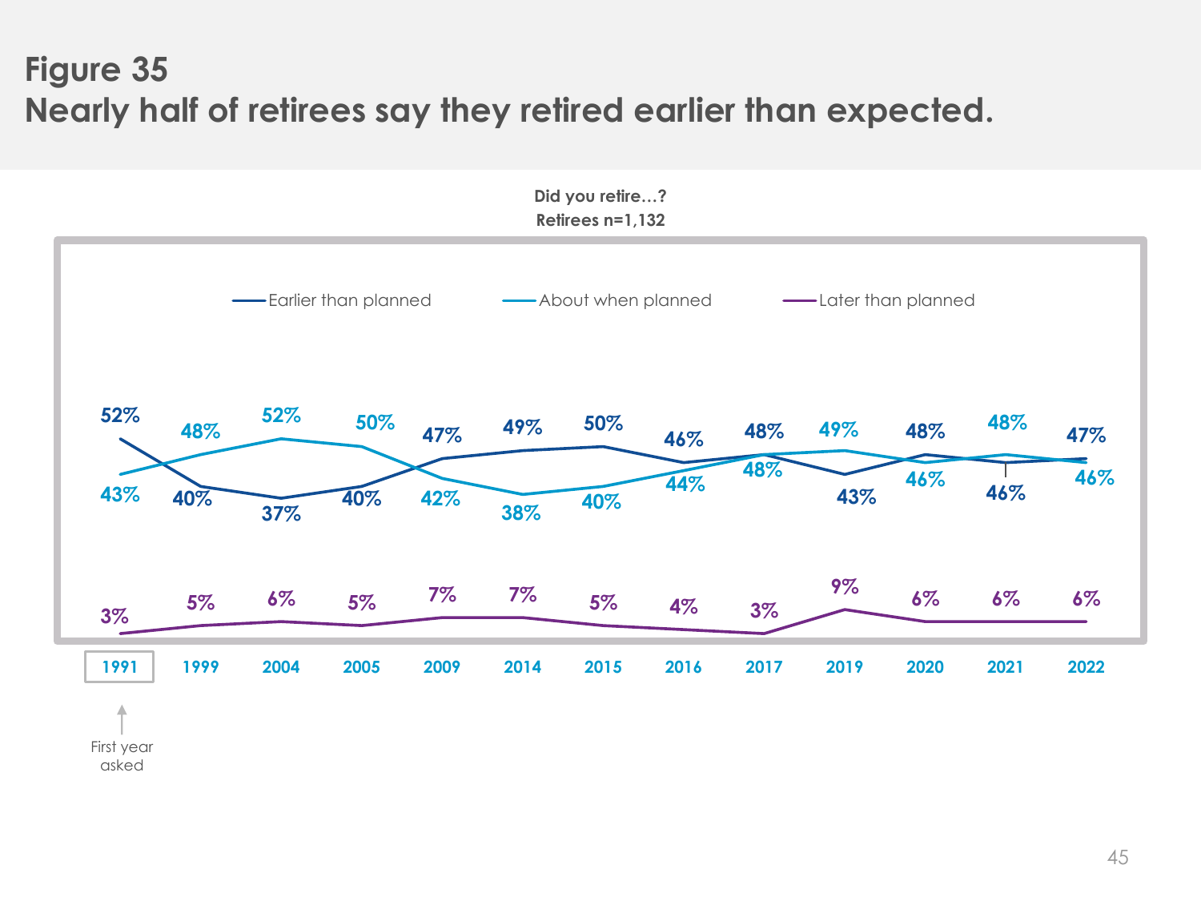## Figure 35
## Nearly half of retirees say they retired earlier than expected.

**Did you retire…?**
**Retirees n=1,132**

| | 1991 | 1999 | 2004 | 2005 | 2009 | 2014 | 2015 | 2016 | 2017 | 2019 | 2020 | 2021 | 2022 |
|---|---|---|---|---|---|---|---|---|---|---|---|---|---|
| Earlier than planned | 52% | 40% | 37% | 40% | 47% | 49% | 50% | 46% | 48% | 43% | 48% | 46% | 47% |
| About when planned | 43% | 48% | 52% | 50% | 42% | 38% | 40% | 44% | 48% | 49% | 46% | 48% | 46% |
| Later than planned | 3% | 5% | 6% | 5% | 7% | 7% | 5% | 4% | 3% | 9% | 6% | 6% | 6% |

1991: First year asked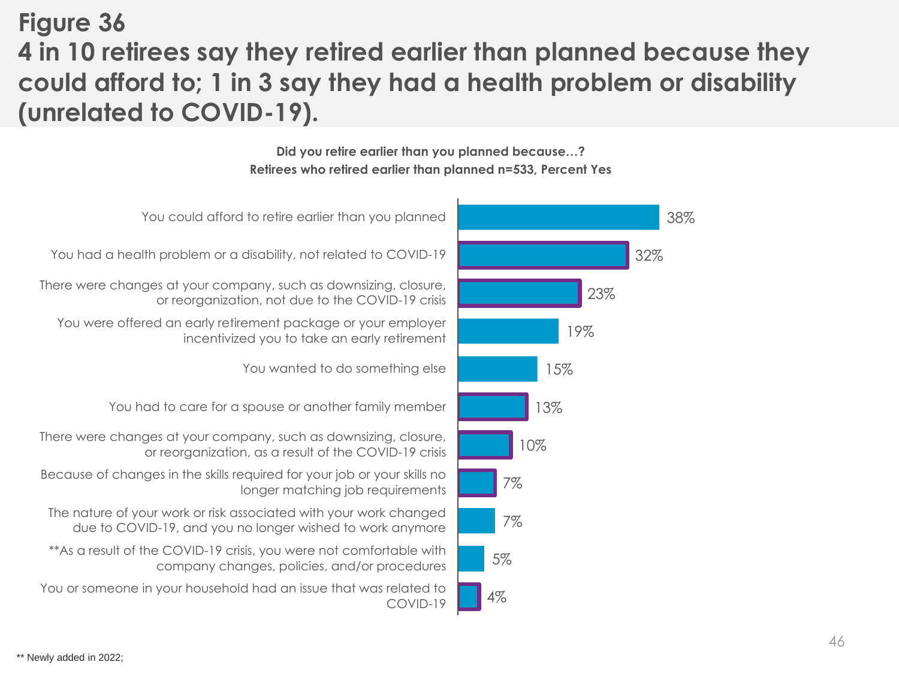# Figure 36

## 4 in 10 retirees say they retired earlier than planned because they could afford to; 1 in 3 say they had a health problem or disability (unrelated to COVID-19).

**Did you retire earlier than you planned because…?**
**Retirees who retired earlier than planned n=533, Percent Yes**

| Reason | Percent Yes |
|---|---|
| You could afford to retire earlier than you planned | 38% |
| You had a health problem or a disability, not related to COVID-19 | 32% |
| There were changes at your company, such as downsizing, closure, or reorganization, not due to the COVID-19 crisis | 23% |
| You were offered an early retirement package or your employer incentivized you to take an early retirement | 19% |
| You wanted to do something else | 15% |
| You had to care for a spouse or another family member | 13% |
| There were changes at your company, such as downsizing, closure, or reorganization, as a result of the COVID-19 crisis | 10% |
| Because of changes in the skills required for your job or your skills no longer matching job requirements | 7% |
| The nature of your work or risk associated with your work changed due to COVID-19, and you no longer wished to work anymore | 7% |
| **As a result of the COVID-19 crisis, you were not comfortable with company changes, policies, and/or procedures | 5% |
| You or someone in your household had an issue that was related to COVID-19 | 4% |

** Newly added in 2022;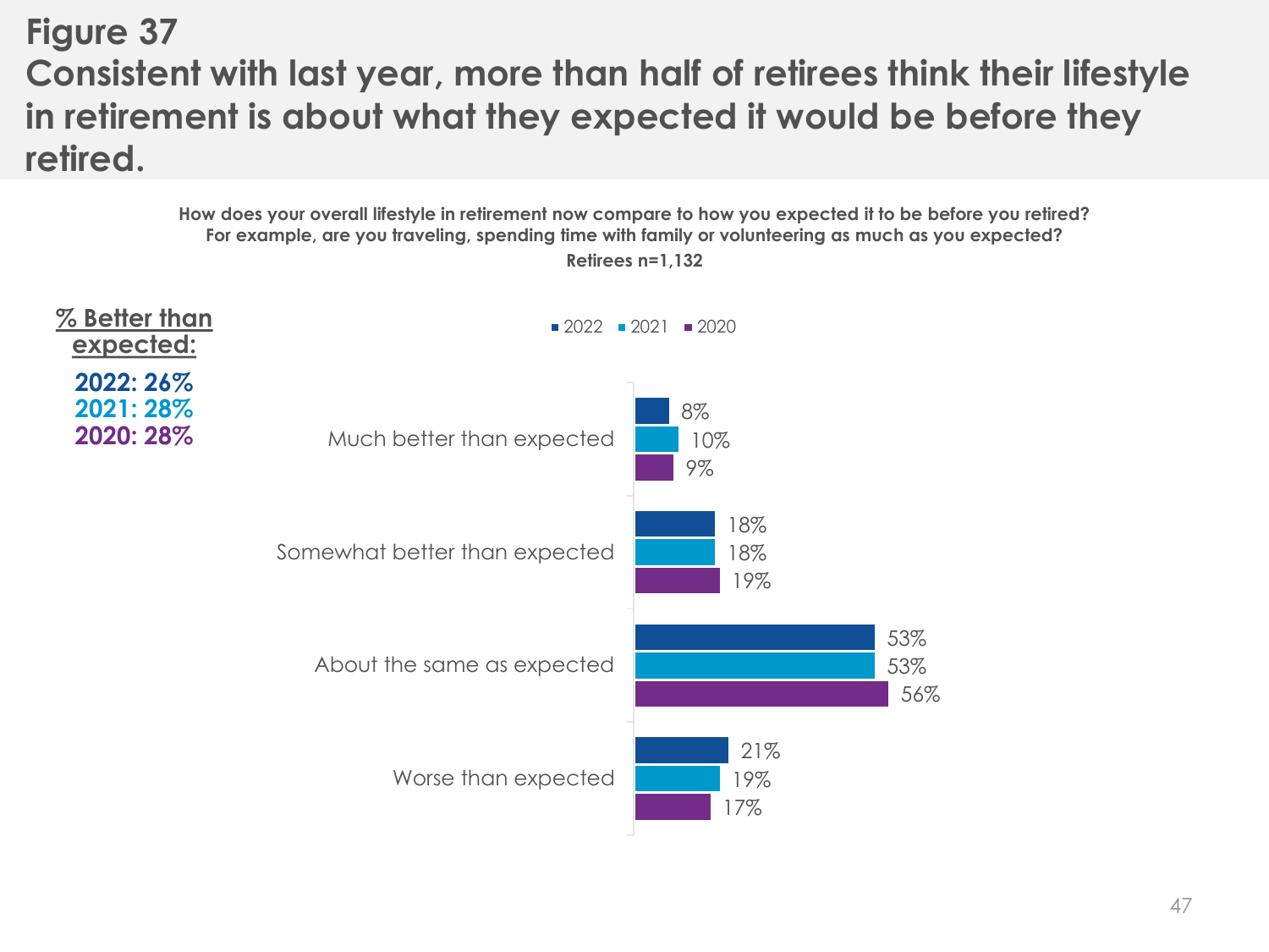# Figure 37

## Consistent with last year, more than half of retirees think their lifestyle in retirement is about what they expected it would be before they retired.

**How does your overall lifestyle in retirement now compare to how you expected it to be before you retired? For example, are you traveling, spending time with family or volunteering as much as you expected?**

**Retirees n=1,132**

**% Better than expected:**

**2022: 26%**
**2021: 28%**
**2020: 28%**

| | 2022 | 2021 | 2020 |
|---|---|---|---|
| Much better than expected | 8% | 10% | 9% |
| Somewhat better than expected | 18% | 18% | 19% |
| About the same as expected | 53% | 53% | 56% |
| Worse than expected | 21% | 19% | 17% |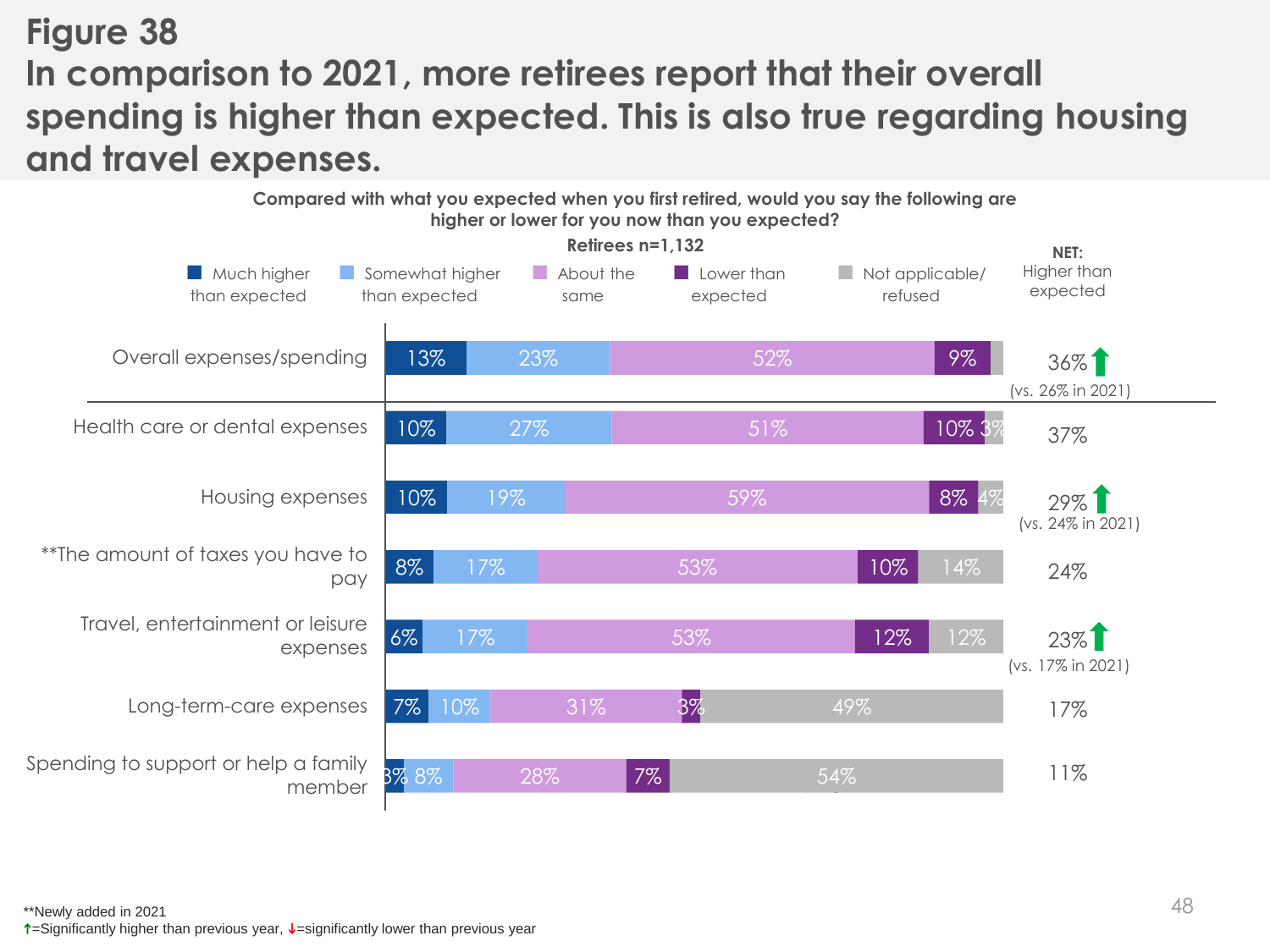# Figure 38

## In comparison to 2021, more retirees report that their overall spending is higher than expected. This is also true regarding housing and travel expenses.

**Compared with what you expected when you first retired, would you say the following are higher or lower for you now than you expected?**

**Retirees n=1,132**

| | Much higher than expected | Somewhat higher than expected | About the same | Lower than expected | Not applicable/ refused | NET: Higher than expected |
|---|---|---|---|---|---|---|
| Overall expenses/spending | 13% | 23% | 52% | 9% | | 36%↑ (vs. 26% in 2021) |
| Health care or dental expenses | 10% | 27% | 51% | 10% | 3% | 37% |
| Housing expenses | 10% | 19% | 59% | 8% | 4% | 29%↑ (vs. 24% in 2021) |
| **The amount of taxes you have to pay | 8% | 17% | 53% | 10% | 14% | 24% |
| Travel, entertainment or leisure expenses | 6% | 17% | 53% | 12% | 12% | 23%↑ (vs. 17% in 2021) |
| Long-term-care expenses | 7% | 10% | 31% | 3% | 49% | 17% |
| Spending to support or help a family member | 3% | 8% | 28% | 7% | 54% | 11% |

**Newly added in 2021

↑=Significantly higher than previous year, ↓=significantly lower than previous year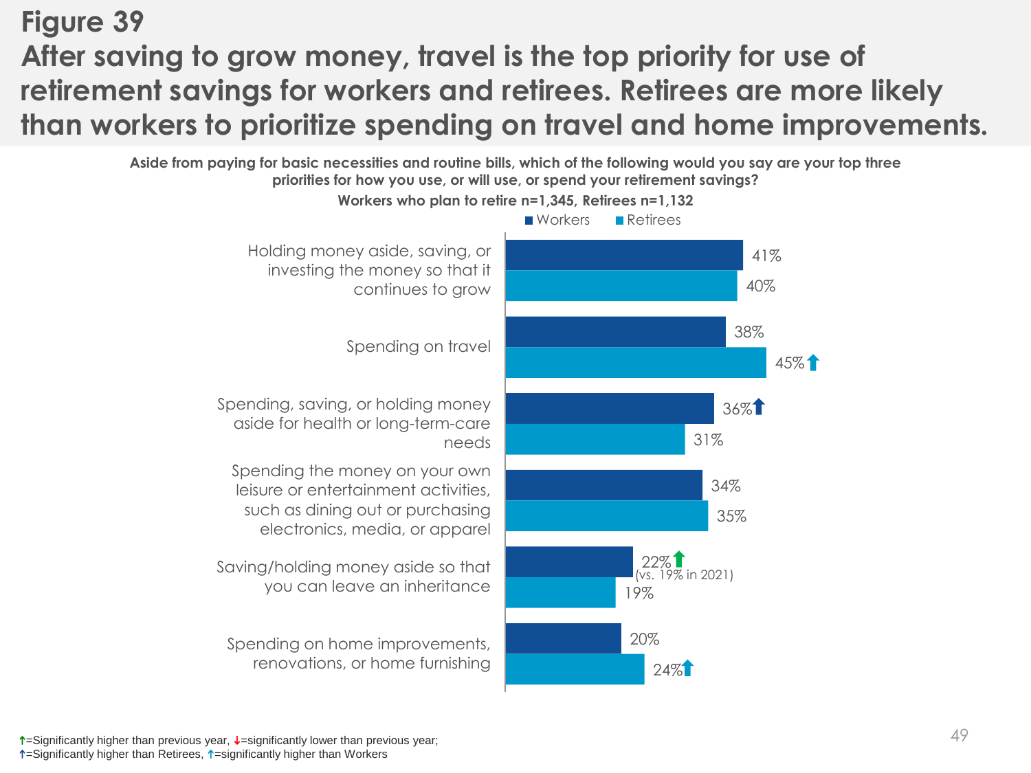# Figure 39

## After saving to grow money, travel is the top priority for use of retirement savings for workers and retirees. Retirees are more likely than workers to prioritize spending on travel and home improvements.

**Aside from paying for basic necessities and routine bills, which of the following would you say are your top three priorities for how you use, or will use, or spend your retirement savings?**

**Workers who plan to retire n=1,345, Retirees n=1,132**

| | Workers | Retirees |
|---|---|---|
| Holding money aside, saving, or investing the money so that it continues to grow | 41% | 40% |
| Spending on travel | 38% | 45%↑ |
| Spending, saving, or holding money aside for health or long-term-care needs | 36%↑ | 31% |
| Spending the money on your own leisure or entertainment activities, such as dining out or purchasing electronics, media, or apparel | 34% | 35% |
| Saving/holding money aside so that you can leave an inheritance | 22%↑ (vs. 19% in 2021) | 19% |
| Spending on home improvements, renovations, or home furnishing | 20% | 24%↑ |

↑=Significantly higher than previous year, ↓=significantly lower than previous year;
↑=Significantly higher than Retirees, ↑=significantly higher than Workers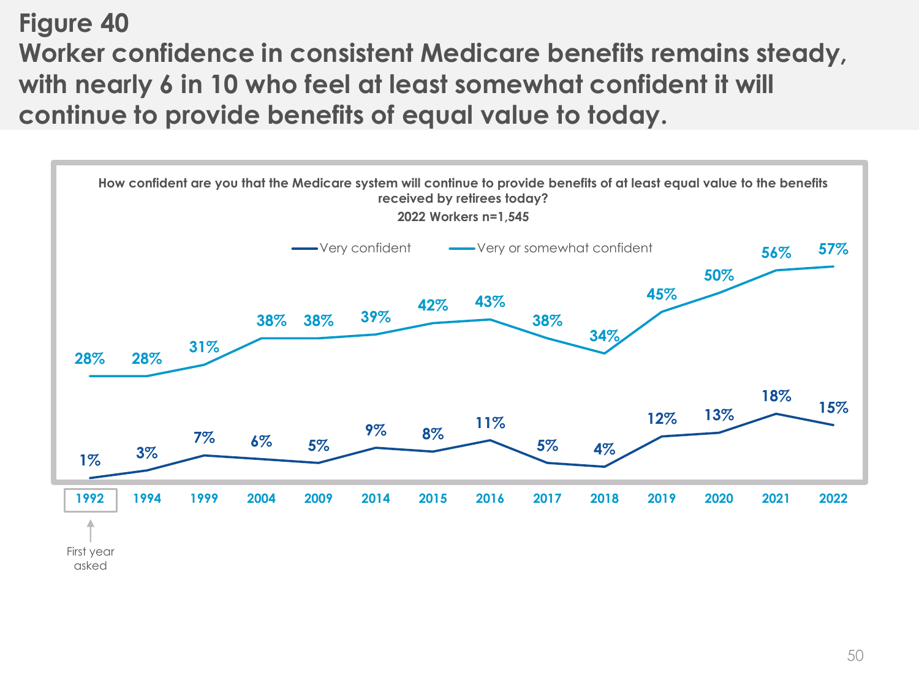## Figure 40

## Worker confidence in consistent Medicare benefits remains steady, with nearly 6 in 10 who feel at least somewhat confident it will continue to provide benefits of equal value to today.

**How confident are you that the Medicare system will continue to provide benefits of at least equal value to the benefits received by retirees today?**

**2022 Workers n=1,545**

| Year | Very confident | Very or somewhat confident |
|---|---|---|
| 1992 (First year asked) | 1% | 28% |
| 1994 | 3% | 28% |
| 1999 | 7% | 31% |
| 2004 | 6% | 38% |
| 2009 | 5% | 38% |
| 2014 | 9% | 39% |
| 2015 | 8% | 42% |
| 2016 | 11% | 43% |
| 2017 | 5% | 38% |
| 2018 | 4% | 34% |
| 2019 | 12% | 45% |
| 2020 | 13% | 50% |
| 2021 | 18% | 56% |
| 2022 | 15% | 57% |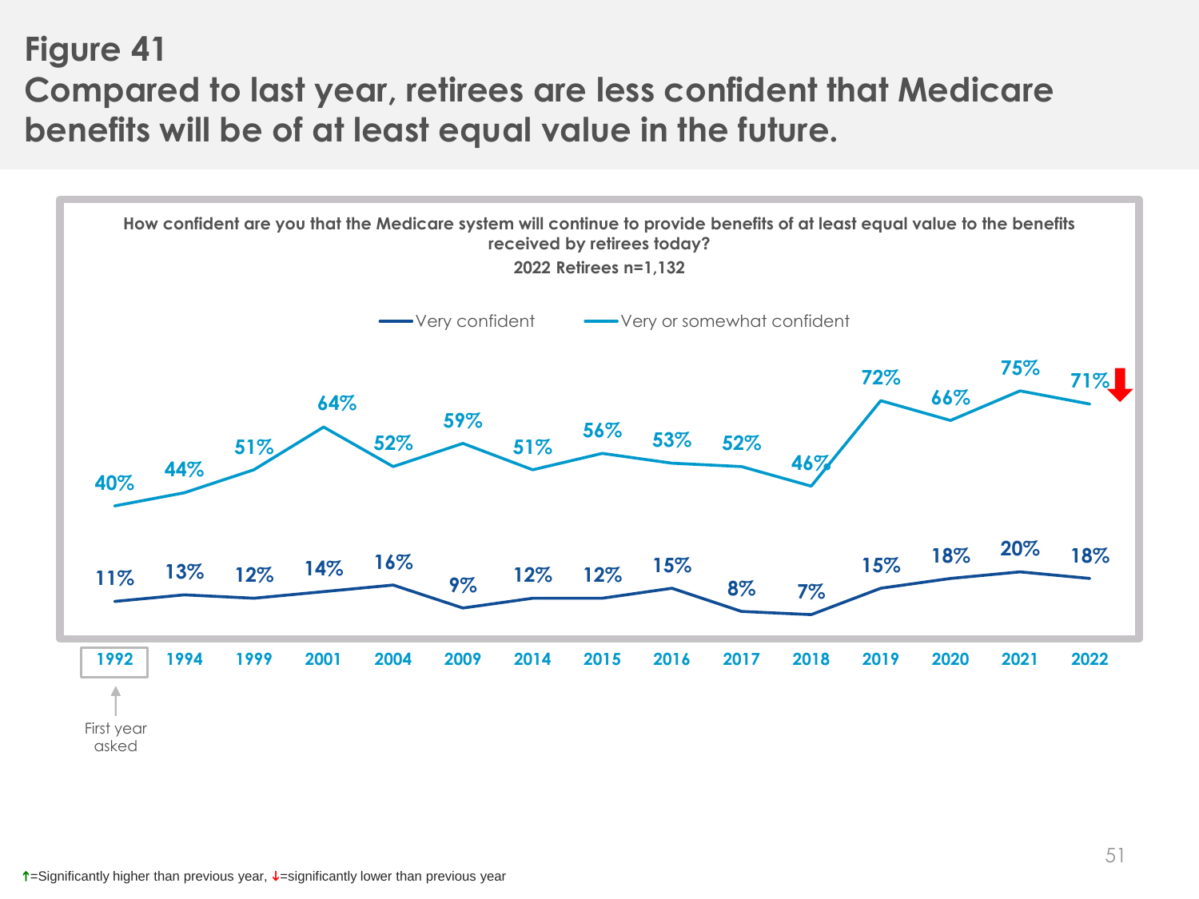# Figure 41

## Compared to last year, retirees are less confident that Medicare benefits will be of at least equal value in the future.

**How confident are you that the Medicare system will continue to provide benefits of at least equal value to the benefits received by retirees today?**
**2022 Retirees n=1,132**

| Year | Very confident | Very or somewhat confident |
|---|---|---|
| 1992 (First year asked) | 11% | 40% |
| 1994 | 13% | 44% |
| 1999 | 12% | 51% |
| 2001 | 14% | 64% |
| 2004 | 16% | 52% |
| 2009 | 9% | 59% |
| 2014 | 12% | 51% |
| 2015 | 12% | 56% |
| 2016 | 15% | 53% |
| 2017 | 8% | 52% |
| 2018 | 7% | 46% |
| 2019 | 15% | 72% |
| 2020 | 18% | 66% |
| 2021 | 20% | 75% |
| 2022 | 18% | 71% ↓ |

↑=Significantly higher than previous year, ↓=significantly lower than previous year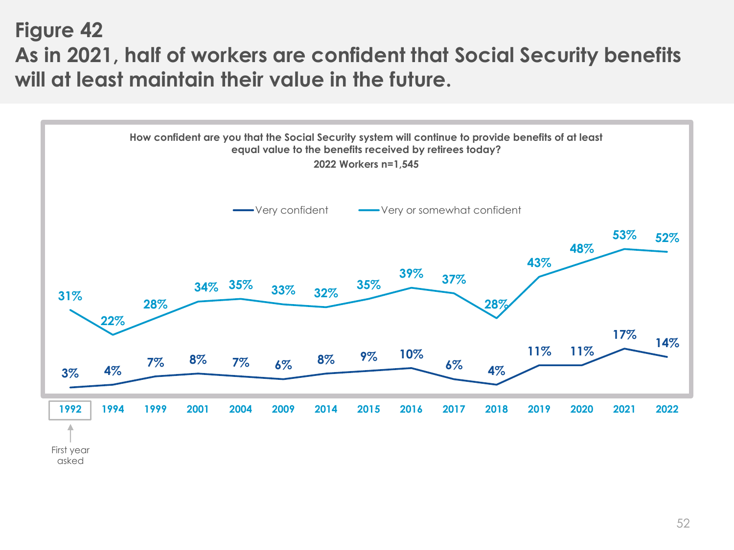# Figure 42

## As in 2021, half of workers are confident that Social Security benefits will at least maintain their value in the future.

**How confident are you that the Social Security system will continue to provide benefits of at least equal value to the benefits received by retirees today?**

**2022 Workers n=1,545**

| Year | Very confident | Very or somewhat confident |
|---|---|---|
| 1992 | 3% | 31% |
| 1994 | 4% | 22% |
| 1999 | 7% | 28% |
| 2001 | 8% | 34% |
| 2004 | 7% | 35% |
| 2009 | 6% | 33% |
| 2014 | 8% | 32% |
| 2015 | 9% | 35% |
| 2016 | 10% | 39% |
| 2017 | 6% | 37% |
| 2018 | 4% | 28% |
| 2019 | 11% | 43% |
| 2020 | 11% | 48% |
| 2021 | 17% | 53% |
| 2022 | 14% | 52% |

1992: First year asked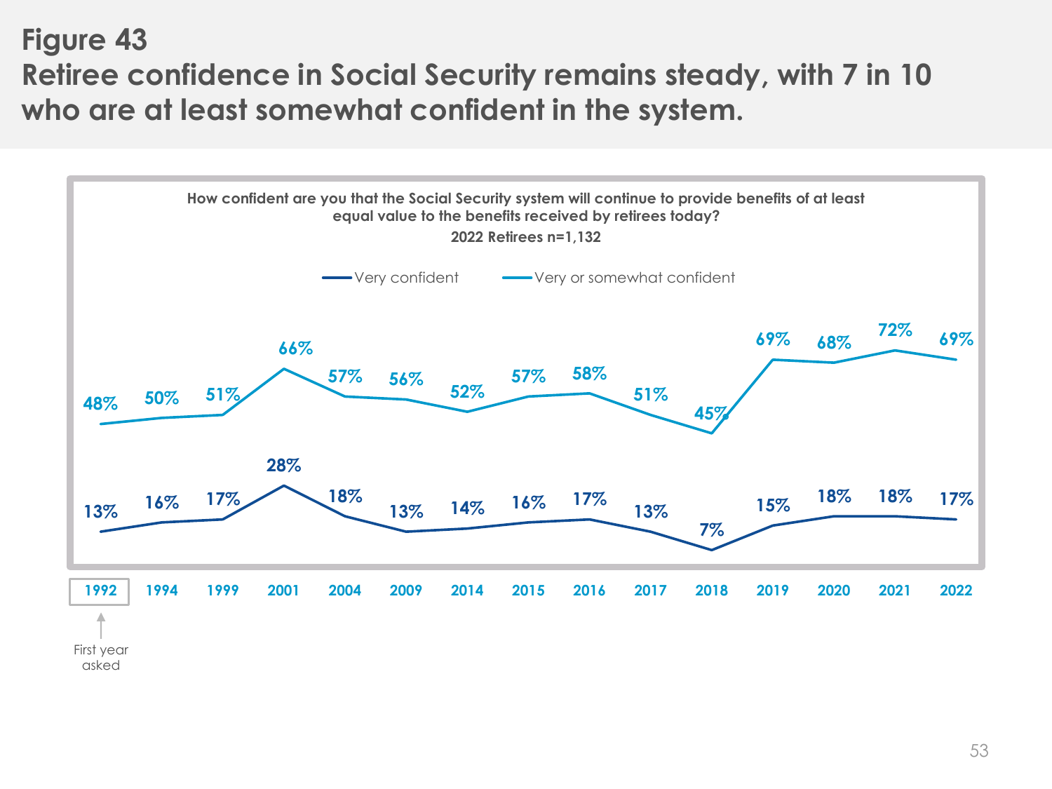## Figure 43
## Retiree confidence in Social Security remains steady, with 7 in 10 who are at least somewhat confident in the system.

How confident are you that the Social Security system will continue to provide benefits of at least equal value to the benefits received by retirees today?
2022 Retirees n=1,132

Very confident
Very or somewhat confident

48% 50% 51% 66% 57% 56% 52% 57% 58% 51% 45% 69% 68% 72% 69%

13% 16% 17% 28% 18% 13% 14% 16% 17% 13% 7% 15% 18% 18% 17%

1992 1994 1999 2001 2004 2009 2014 2015 2016 2017 2018 2019 2020 2021 2022

First year asked